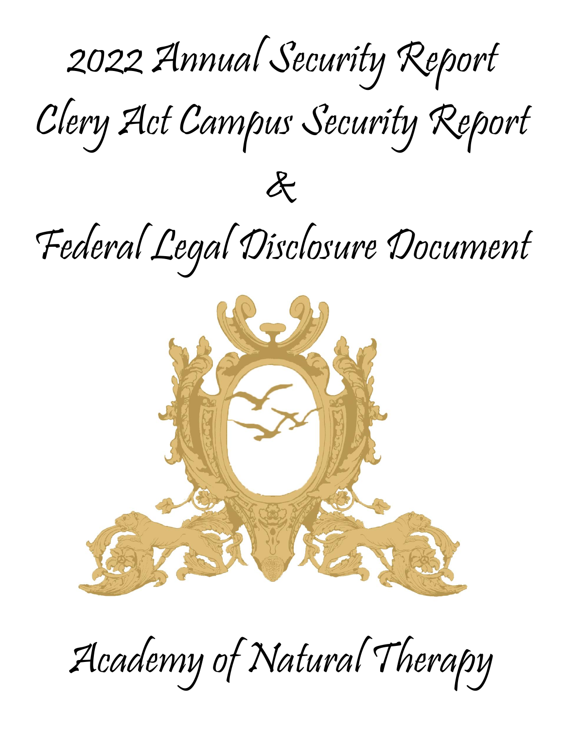# 2022 Annual Security Report

# Clery Act Campus Security Report

# &

# Federal Legal Disclosure Document

# Academy of Natural Therapy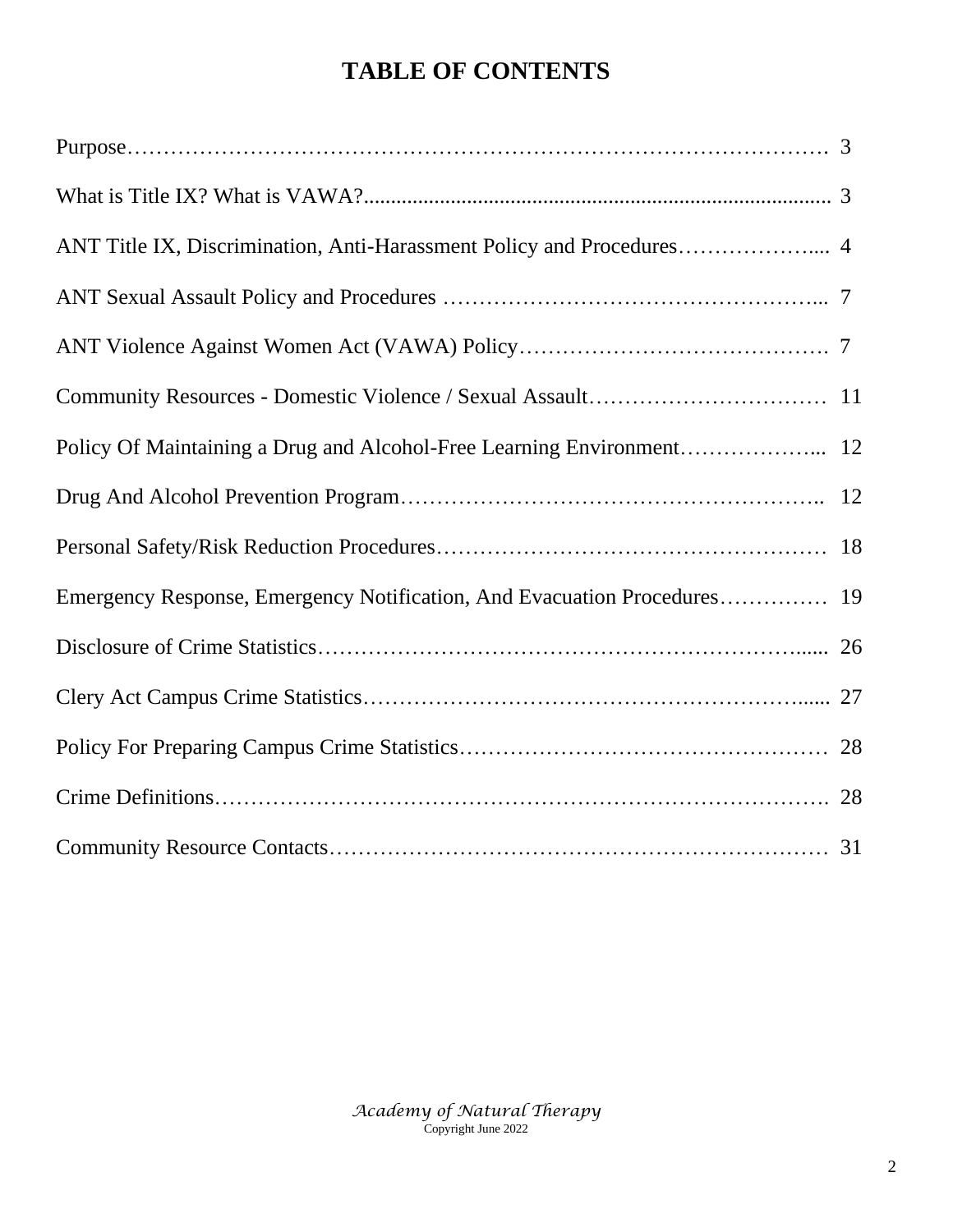# TABLE OF CONTENTS

Purpose……………………………………………………………………………………. 3

What is Title IX? What is VAWA?..................................................................................... 3

ANT Title IX, Discrimination, Anti-Harassment Policy and Procedures……………….... 4

ANT Sexual Assault Policy and Procedures …………………………………………... 7

ANT Violence Against Women Act (VAWA) Policy……………………………………. 7

Community Resources - Domestic Violence / Sexual Assault…………………………… 11

Policy Of Maintaining a Drug and Alcohol-Free Learning Environment………………... 12

Drug And Alcohol Prevention Program………………………………………………….. 12

Personal Safety/Risk Reduction Procedures……………………………………………… 18

Emergency Response, Emergency Notification, And Evacuation Procedures…………… 19

Disclosure of Crime Statistics…………………………………………………………...... 26

Clery Act Campus Crime Statistics…………………………………………………...... 27

Policy For Preparing Campus Crime Statistics…………………………………………… 28

Crime Definitions………………………………………………………………………. 28

Community Resource Contacts…………………………………………………………… 31

*Academy of Natural Therapy*
Copyright June 2022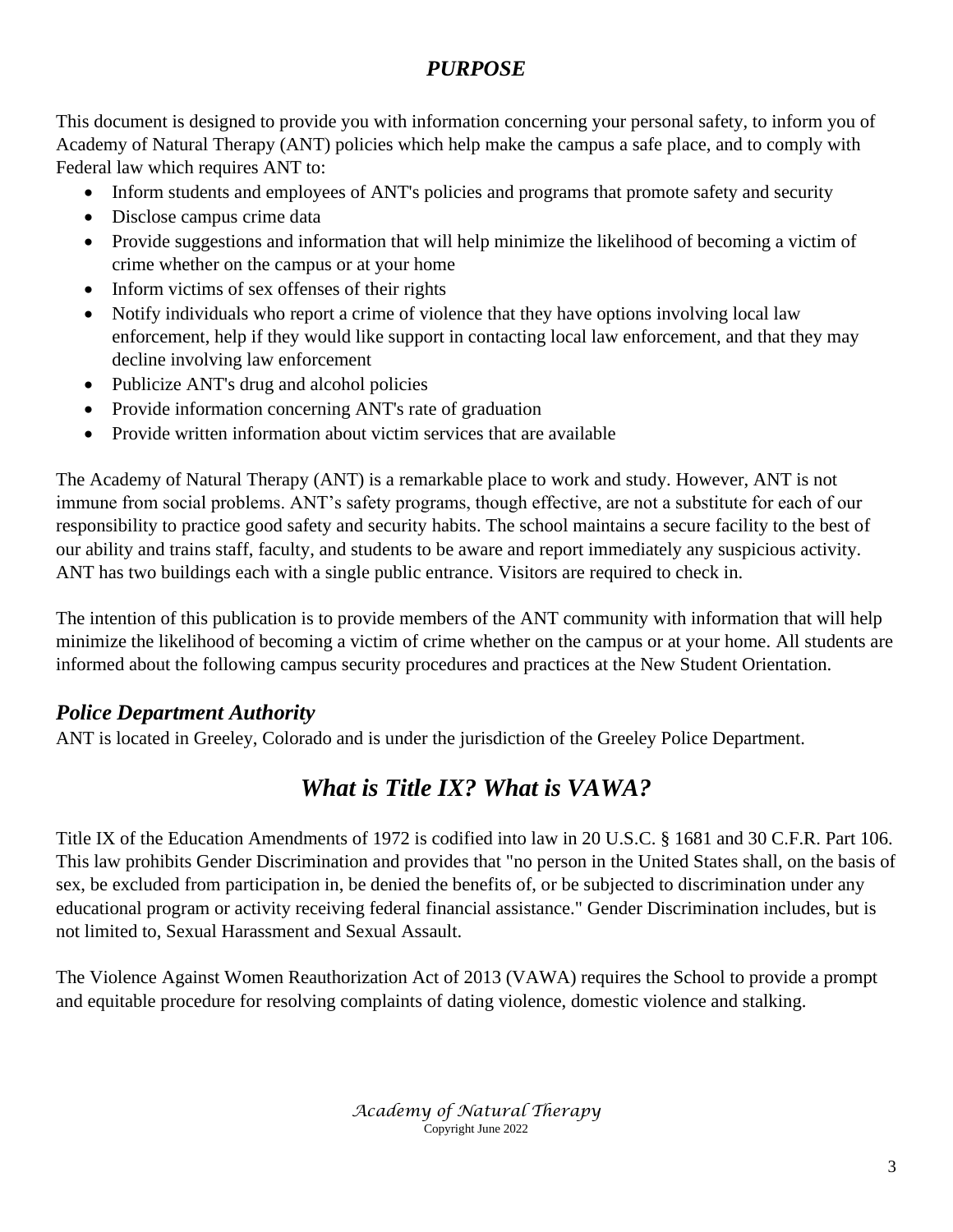## *PURPOSE*

This document is designed to provide you with information concerning your personal safety, to inform you of Academy of Natural Therapy (ANT) policies which help make the campus a safe place, and to comply with Federal law which requires ANT to:

- Inform students and employees of ANT's policies and programs that promote safety and security
- Disclose campus crime data
- Provide suggestions and information that will help minimize the likelihood of becoming a victim of crime whether on the campus or at your home
- Inform victims of sex offenses of their rights
- Notify individuals who report a crime of violence that they have options involving local law enforcement, help if they would like support in contacting local law enforcement, and that they may decline involving law enforcement
- Publicize ANT's drug and alcohol policies
- Provide information concerning ANT's rate of graduation
- Provide written information about victim services that are available

The Academy of Natural Therapy (ANT) is a remarkable place to work and study. However, ANT is not immune from social problems. ANT's safety programs, though effective, are not a substitute for each of our responsibility to practice good safety and security habits. The school maintains a secure facility to the best of our ability and trains staff, faculty, and students to be aware and report immediately any suspicious activity. ANT has two buildings each with a single public entrance. Visitors are required to check in.

The intention of this publication is to provide members of the ANT community with information that will help minimize the likelihood of becoming a victim of crime whether on the campus or at your home. All students are informed about the following campus security procedures and practices at the New Student Orientation.

### *Police Department Authority*

ANT is located in Greeley, Colorado and is under the jurisdiction of the Greeley Police Department.

## *What is Title IX? What is VAWA?*

Title IX of the Education Amendments of 1972 is codified into law in 20 U.S.C. § 1681 and 30 C.F.R. Part 106. This law prohibits Gender Discrimination and provides that "no person in the United States shall, on the basis of sex, be excluded from participation in, be denied the benefits of, or be subjected to discrimination under any educational program or activity receiving federal financial assistance." Gender Discrimination includes, but is not limited to, Sexual Harassment and Sexual Assault.

The Violence Against Women Reauthorization Act of 2013 (VAWA) requires the School to provide a prompt and equitable procedure for resolving complaints of dating violence, domestic violence and stalking.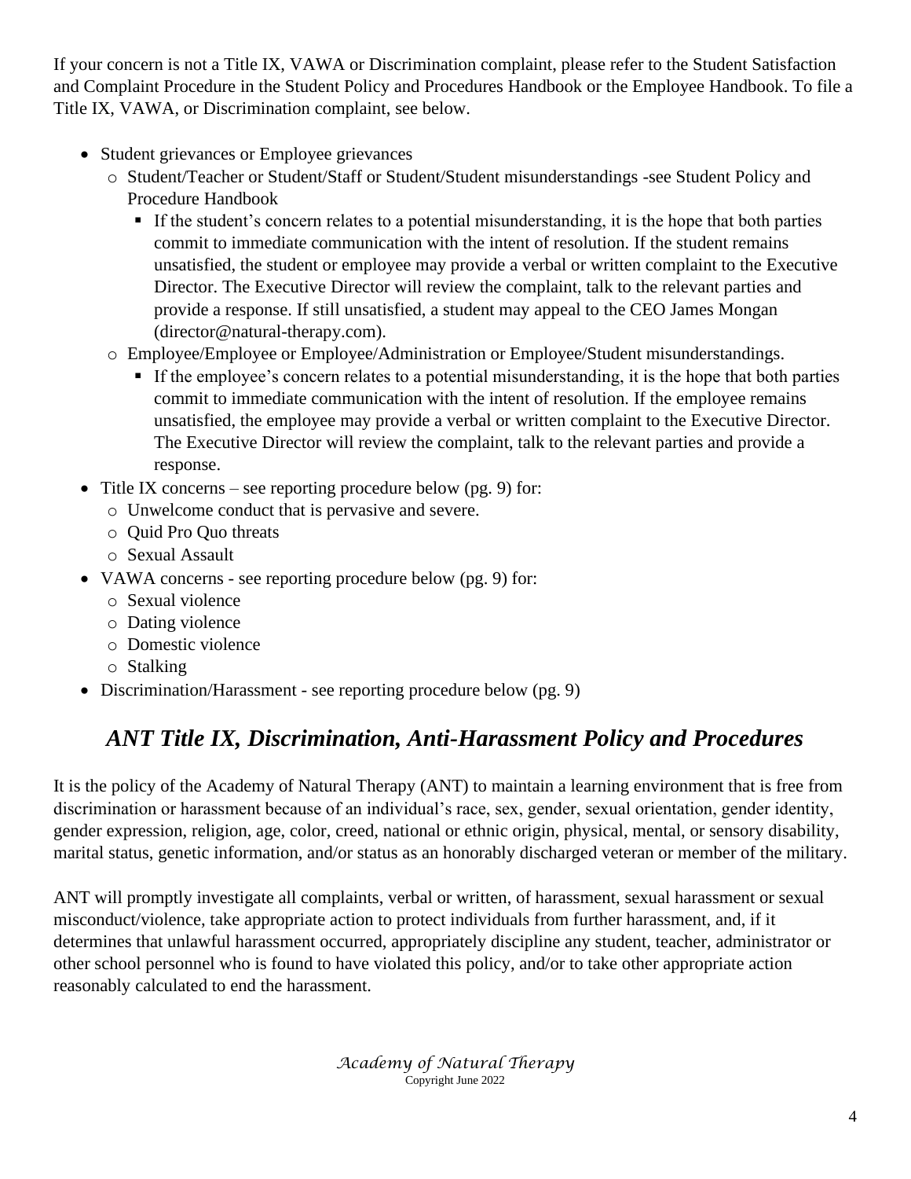If your concern is not a Title IX, VAWA or Discrimination complaint, please refer to the Student Satisfaction and Complaint Procedure in the Student Policy and Procedures Handbook or the Employee Handbook. To file a Title IX, VAWA, or Discrimination complaint, see below.

- Student grievances or Employee grievances
  - Student/Teacher or Student/Staff or Student/Student misunderstandings -see Student Policy and Procedure Handbook
    - If the student's concern relates to a potential misunderstanding, it is the hope that both parties commit to immediate communication with the intent of resolution. If the student remains unsatisfied, the student or employee may provide a verbal or written complaint to the Executive Director. The Executive Director will review the complaint, talk to the relevant parties and provide a response. If still unsatisfied, a student may appeal to the CEO James Mongan (director@natural-therapy.com).
  - Employee/Employee or Employee/Administration or Employee/Student misunderstandings.
    - If the employee's concern relates to a potential misunderstanding, it is the hope that both parties commit to immediate communication with the intent of resolution. If the employee remains unsatisfied, the employee may provide a verbal or written complaint to the Executive Director. The Executive Director will review the complaint, talk to the relevant parties and provide a response.
- Title IX concerns – see reporting procedure below (pg. 9) for:
  - Unwelcome conduct that is pervasive and severe.
  - Quid Pro Quo threats
  - Sexual Assault
- VAWA concerns - see reporting procedure below (pg. 9) for:
  - Sexual violence
  - Dating violence
  - Domestic violence
  - Stalking
- Discrimination/Harassment - see reporting procedure below (pg. 9)

## *ANT Title IX, Discrimination, Anti-Harassment Policy and Procedures*

It is the policy of the Academy of Natural Therapy (ANT) to maintain a learning environment that is free from discrimination or harassment because of an individual's race, sex, gender, sexual orientation, gender identity, gender expression, religion, age, color, creed, national or ethnic origin, physical, mental, or sensory disability, marital status, genetic information, and/or status as an honorably discharged veteran or member of the military.

ANT will promptly investigate all complaints, verbal or written, of harassment, sexual harassment or sexual misconduct/violence, take appropriate action to protect individuals from further harassment, and, if it determines that unlawful harassment occurred, appropriately discipline any student, teacher, administrator or other school personnel who is found to have violated this policy, and/or to take other appropriate action reasonably calculated to end the harassment.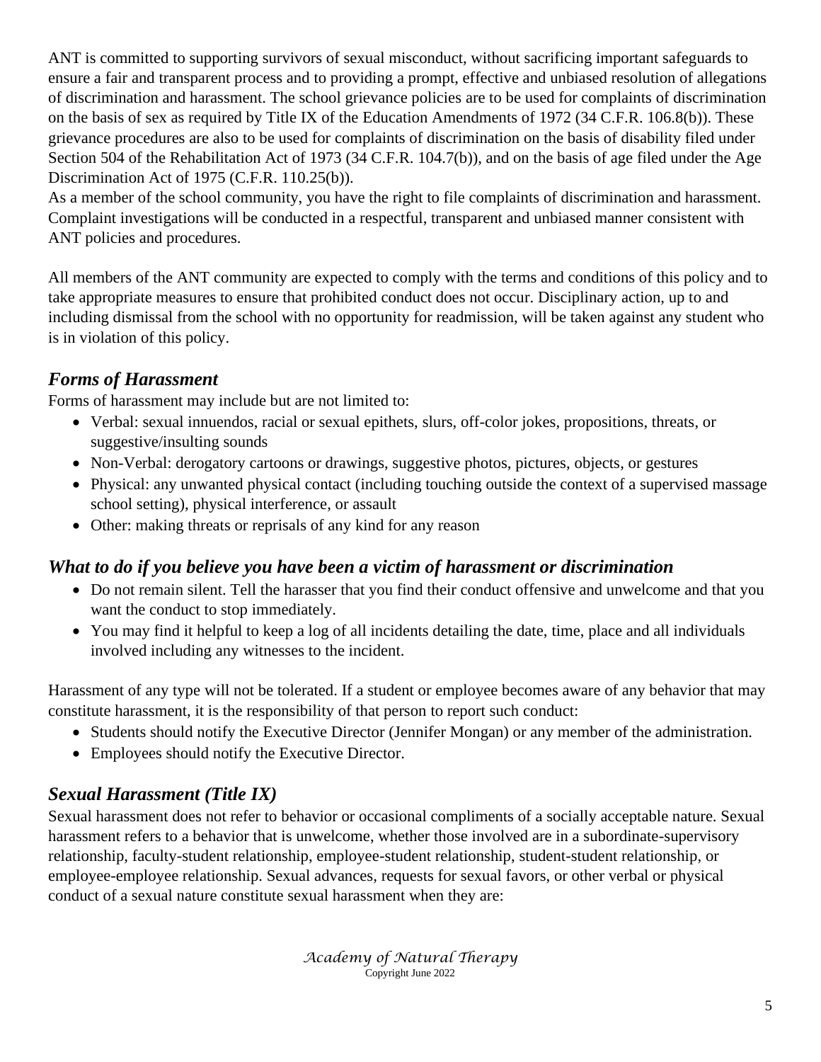ANT is committed to supporting survivors of sexual misconduct, without sacrificing important safeguards to ensure a fair and transparent process and to providing a prompt, effective and unbiased resolution of allegations of discrimination and harassment. The school grievance policies are to be used for complaints of discrimination on the basis of sex as required by Title IX of the Education Amendments of 1972 (34 C.F.R. 106.8(b)). These grievance procedures are also to be used for complaints of discrimination on the basis of disability filed under Section 504 of the Rehabilitation Act of 1973 (34 C.F.R. 104.7(b)), and on the basis of age filed under the Age Discrimination Act of 1975 (C.F.R. 110.25(b)).
As a member of the school community, you have the right to file complaints of discrimination and harassment. Complaint investigations will be conducted in a respectful, transparent and unbiased manner consistent with ANT policies and procedures.

All members of the ANT community are expected to comply with the terms and conditions of this policy and to take appropriate measures to ensure that prohibited conduct does not occur. Disciplinary action, up to and including dismissal from the school with no opportunity for readmission, will be taken against any student who is in violation of this policy.

## *Forms of Harassment*

Forms of harassment may include but are not limited to:

- Verbal: sexual innuendos, racial or sexual epithets, slurs, off-color jokes, propositions, threats, or suggestive/insulting sounds
- Non-Verbal: derogatory cartoons or drawings, suggestive photos, pictures, objects, or gestures
- Physical: any unwanted physical contact (including touching outside the context of a supervised massage school setting), physical interference, or assault
- Other: making threats or reprisals of any kind for any reason

## *What to do if you believe you have been a victim of harassment or discrimination*

- Do not remain silent. Tell the harasser that you find their conduct offensive and unwelcome and that you want the conduct to stop immediately.
- You may find it helpful to keep a log of all incidents detailing the date, time, place and all individuals involved including any witnesses to the incident.

Harassment of any type will not be tolerated. If a student or employee becomes aware of any behavior that may constitute harassment, it is the responsibility of that person to report such conduct:

- Students should notify the Executive Director (Jennifer Mongan) or any member of the administration.
- Employees should notify the Executive Director.

## *Sexual Harassment (Title IX)*

Sexual harassment does not refer to behavior or occasional compliments of a socially acceptable nature. Sexual harassment refers to a behavior that is unwelcome, whether those involved are in a subordinate-supervisory relationship, faculty-student relationship, employee-student relationship, student-student relationship, or employee-employee relationship. Sexual advances, requests for sexual favors, or other verbal or physical conduct of a sexual nature constitute sexual harassment when they are: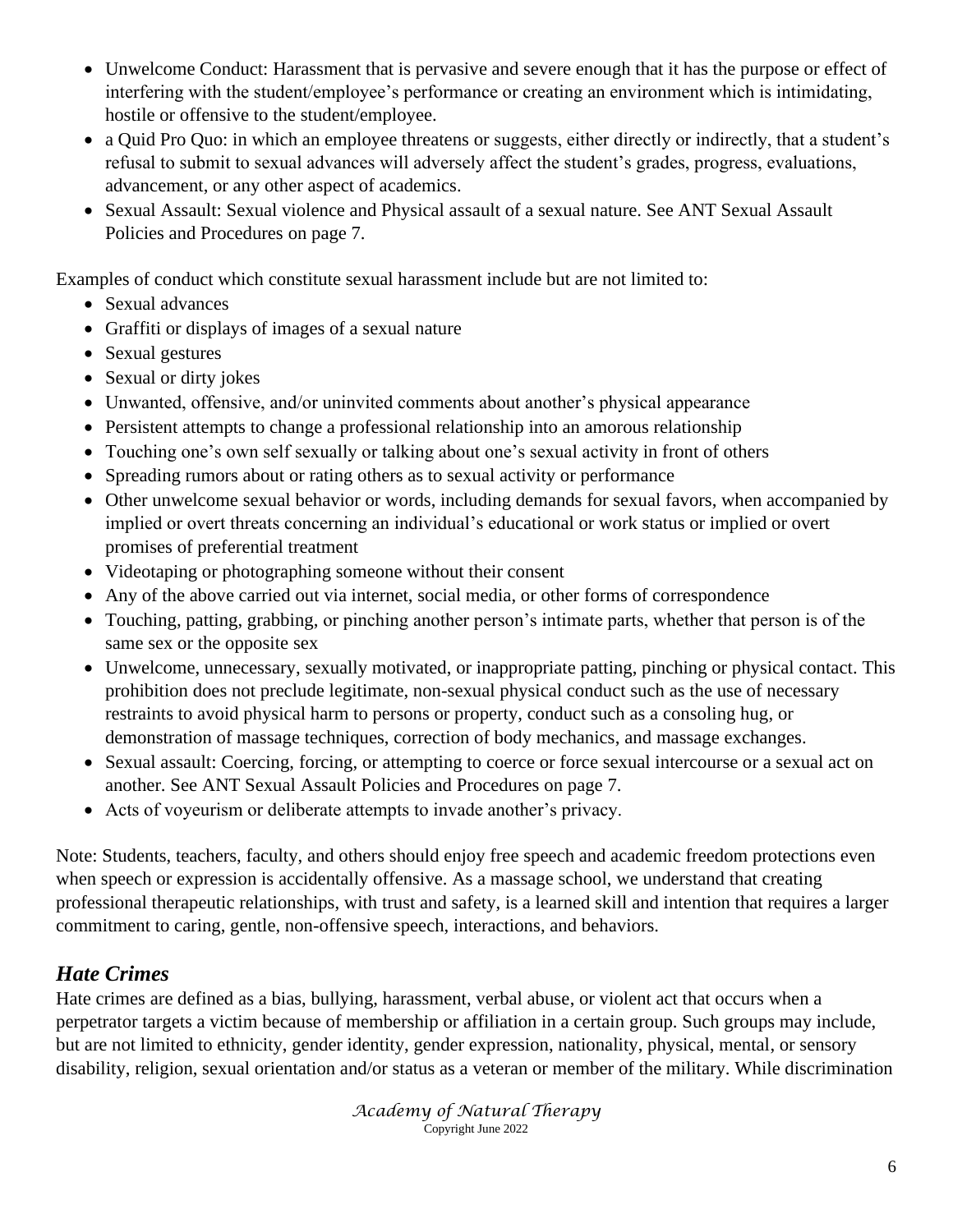- Unwelcome Conduct: Harassment that is pervasive and severe enough that it has the purpose or effect of interfering with the student/employee's performance or creating an environment which is intimidating, hostile or offensive to the student/employee.
- a Quid Pro Quo: in which an employee threatens or suggests, either directly or indirectly, that a student's refusal to submit to sexual advances will adversely affect the student's grades, progress, evaluations, advancement, or any other aspect of academics.
- Sexual Assault: Sexual violence and Physical assault of a sexual nature. See ANT Sexual Assault Policies and Procedures on page 7.

Examples of conduct which constitute sexual harassment include but are not limited to:

- Sexual advances
- Graffiti or displays of images of a sexual nature
- Sexual gestures
- Sexual or dirty jokes
- Unwanted, offensive, and/or uninvited comments about another's physical appearance
- Persistent attempts to change a professional relationship into an amorous relationship
- Touching one's own self sexually or talking about one's sexual activity in front of others
- Spreading rumors about or rating others as to sexual activity or performance
- Other unwelcome sexual behavior or words, including demands for sexual favors, when accompanied by implied or overt threats concerning an individual's educational or work status or implied or overt promises of preferential treatment
- Videotaping or photographing someone without their consent
- Any of the above carried out via internet, social media, or other forms of correspondence
- Touching, patting, grabbing, or pinching another person's intimate parts, whether that person is of the same sex or the opposite sex
- Unwelcome, unnecessary, sexually motivated, or inappropriate patting, pinching or physical contact. This prohibition does not preclude legitimate, non-sexual physical conduct such as the use of necessary restraints to avoid physical harm to persons or property, conduct such as a consoling hug, or demonstration of massage techniques, correction of body mechanics, and massage exchanges.
- Sexual assault: Coercing, forcing, or attempting to coerce or force sexual intercourse or a sexual act on another. See ANT Sexual Assault Policies and Procedures on page 7.
- Acts of voyeurism or deliberate attempts to invade another's privacy.

Note: Students, teachers, faculty, and others should enjoy free speech and academic freedom protections even when speech or expression is accidentally offensive. As a massage school, we understand that creating professional therapeutic relationships, with trust and safety, is a learned skill and intention that requires a larger commitment to caring, gentle, non-offensive speech, interactions, and behaviors.

## *Hate Crimes*

Hate crimes are defined as a bias, bullying, harassment, verbal abuse, or violent act that occurs when a perpetrator targets a victim because of membership or affiliation in a certain group. Such groups may include, but are not limited to ethnicity, gender identity, gender expression, nationality, physical, mental, or sensory disability, religion, sexual orientation and/or status as a veteran or member of the military. While discrimination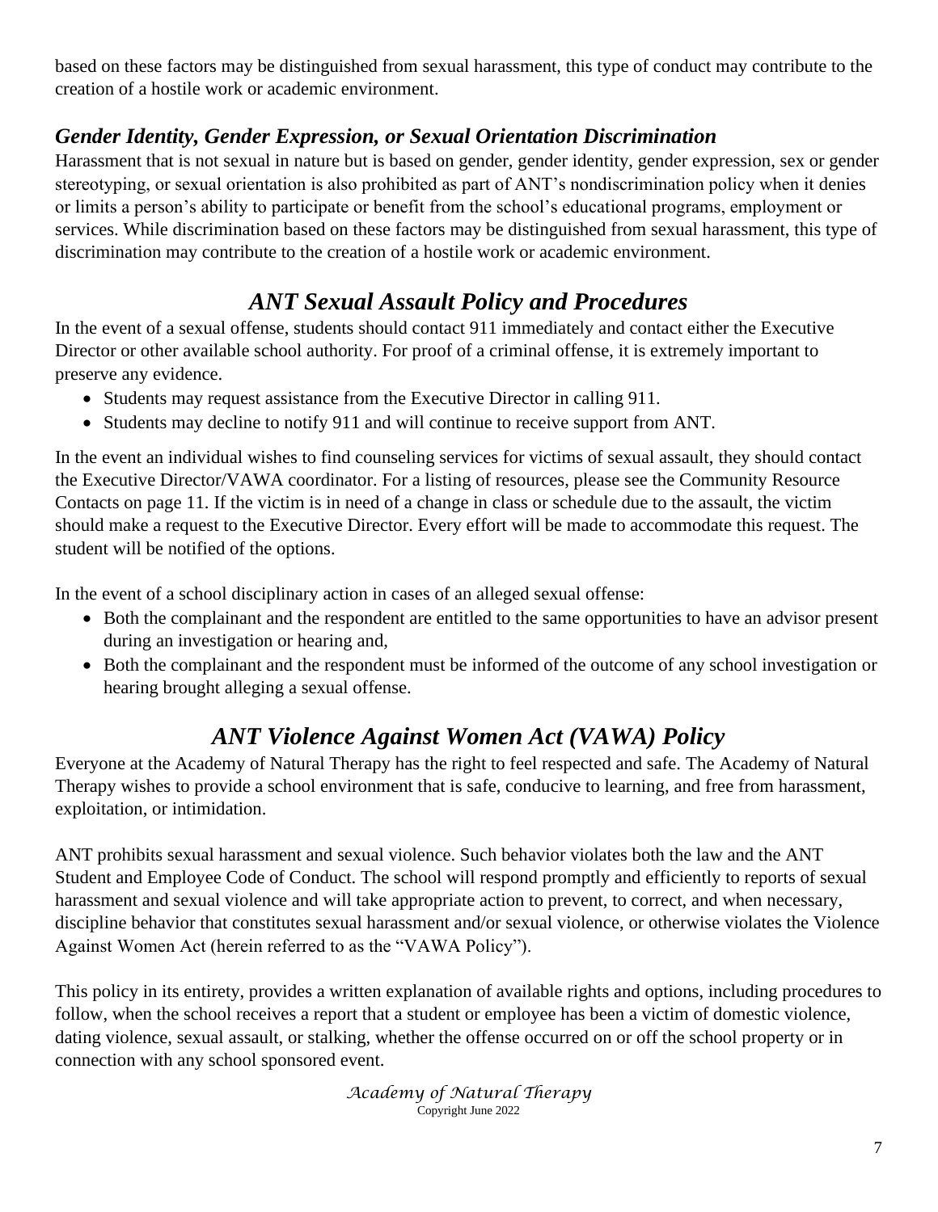based on these factors may be distinguished from sexual harassment, this type of conduct may contribute to the creation of a hostile work or academic environment.

### *Gender Identity, Gender Expression, or Sexual Orientation Discrimination*

Harassment that is not sexual in nature but is based on gender, gender identity, gender expression, sex or gender stereotyping, or sexual orientation is also prohibited as part of ANT's nondiscrimination policy when it denies or limits a person's ability to participate or benefit from the school's educational programs, employment or services. While discrimination based on these factors may be distinguished from sexual harassment, this type of discrimination may contribute to the creation of a hostile work or academic environment.

## *ANT Sexual Assault Policy and Procedures*

In the event of a sexual offense, students should contact 911 immediately and contact either the Executive Director or other available school authority. For proof of a criminal offense, it is extremely important to preserve any evidence.

- Students may request assistance from the Executive Director in calling 911.
- Students may decline to notify 911 and will continue to receive support from ANT.

In the event an individual wishes to find counseling services for victims of sexual assault, they should contact the Executive Director/VAWA coordinator. For a listing of resources, please see the Community Resource Contacts on page 11. If the victim is in need of a change in class or schedule due to the assault, the victim should make a request to the Executive Director. Every effort will be made to accommodate this request. The student will be notified of the options.

In the event of a school disciplinary action in cases of an alleged sexual offense:

- Both the complainant and the respondent are entitled to the same opportunities to have an advisor present during an investigation or hearing and,
- Both the complainant and the respondent must be informed of the outcome of any school investigation or hearing brought alleging a sexual offense.

## *ANT Violence Against Women Act (VAWA) Policy*

Everyone at the Academy of Natural Therapy has the right to feel respected and safe. The Academy of Natural Therapy wishes to provide a school environment that is safe, conducive to learning, and free from harassment, exploitation, or intimidation.

ANT prohibits sexual harassment and sexual violence. Such behavior violates both the law and the ANT Student and Employee Code of Conduct. The school will respond promptly and efficiently to reports of sexual harassment and sexual violence and will take appropriate action to prevent, to correct, and when necessary, discipline behavior that constitutes sexual harassment and/or sexual violence, or otherwise violates the Violence Against Women Act (herein referred to as the "VAWA Policy").

This policy in its entirety, provides a written explanation of available rights and options, including procedures to follow, when the school receives a report that a student or employee has been a victim of domestic violence, dating violence, sexual assault, or stalking, whether the offense occurred on or off the school property or in connection with any school sponsored event.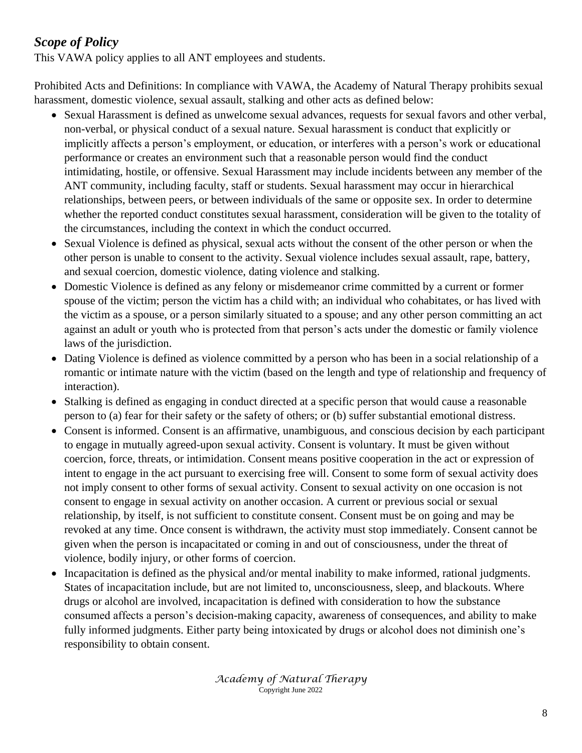### *Scope of Policy*

This VAWA policy applies to all ANT employees and students.

Prohibited Acts and Definitions: In compliance with VAWA, the Academy of Natural Therapy prohibits sexual harassment, domestic violence, sexual assault, stalking and other acts as defined below:

- Sexual Harassment is defined as unwelcome sexual advances, requests for sexual favors and other verbal, non-verbal, or physical conduct of a sexual nature. Sexual harassment is conduct that explicitly or implicitly affects a person's employment, or education, or interferes with a person's work or educational performance or creates an environment such that a reasonable person would find the conduct intimidating, hostile, or offensive. Sexual Harassment may include incidents between any member of the ANT community, including faculty, staff or students. Sexual harassment may occur in hierarchical relationships, between peers, or between individuals of the same or opposite sex. In order to determine whether the reported conduct constitutes sexual harassment, consideration will be given to the totality of the circumstances, including the context in which the conduct occurred.
- Sexual Violence is defined as physical, sexual acts without the consent of the other person or when the other person is unable to consent to the activity. Sexual violence includes sexual assault, rape, battery, and sexual coercion, domestic violence, dating violence and stalking.
- Domestic Violence is defined as any felony or misdemeanor crime committed by a current or former spouse of the victim; person the victim has a child with; an individual who cohabitates, or has lived with the victim as a spouse, or a person similarly situated to a spouse; and any other person committing an act against an adult or youth who is protected from that person's acts under the domestic or family violence laws of the jurisdiction.
- Dating Violence is defined as violence committed by a person who has been in a social relationship of a romantic or intimate nature with the victim (based on the length and type of relationship and frequency of interaction).
- Stalking is defined as engaging in conduct directed at a specific person that would cause a reasonable person to (a) fear for their safety or the safety of others; or (b) suffer substantial emotional distress.
- Consent is informed. Consent is an affirmative, unambiguous, and conscious decision by each participant to engage in mutually agreed-upon sexual activity. Consent is voluntary. It must be given without coercion, force, threats, or intimidation. Consent means positive cooperation in the act or expression of intent to engage in the act pursuant to exercising free will. Consent to some form of sexual activity does not imply consent to other forms of sexual activity. Consent to sexual activity on one occasion is not consent to engage in sexual activity on another occasion. A current or previous social or sexual relationship, by itself, is not sufficient to constitute consent. Consent must be on going and may be revoked at any time. Once consent is withdrawn, the activity must stop immediately. Consent cannot be given when the person is incapacitated or coming in and out of consciousness, under the threat of violence, bodily injury, or other forms of coercion.
- Incapacitation is defined as the physical and/or mental inability to make informed, rational judgments. States of incapacitation include, but are not limited to, unconsciousness, sleep, and blackouts. Where drugs or alcohol are involved, incapacitation is defined with consideration to how the substance consumed affects a person's decision-making capacity, awareness of consequences, and ability to make fully informed judgments. Either party being intoxicated by drugs or alcohol does not diminish one's responsibility to obtain consent.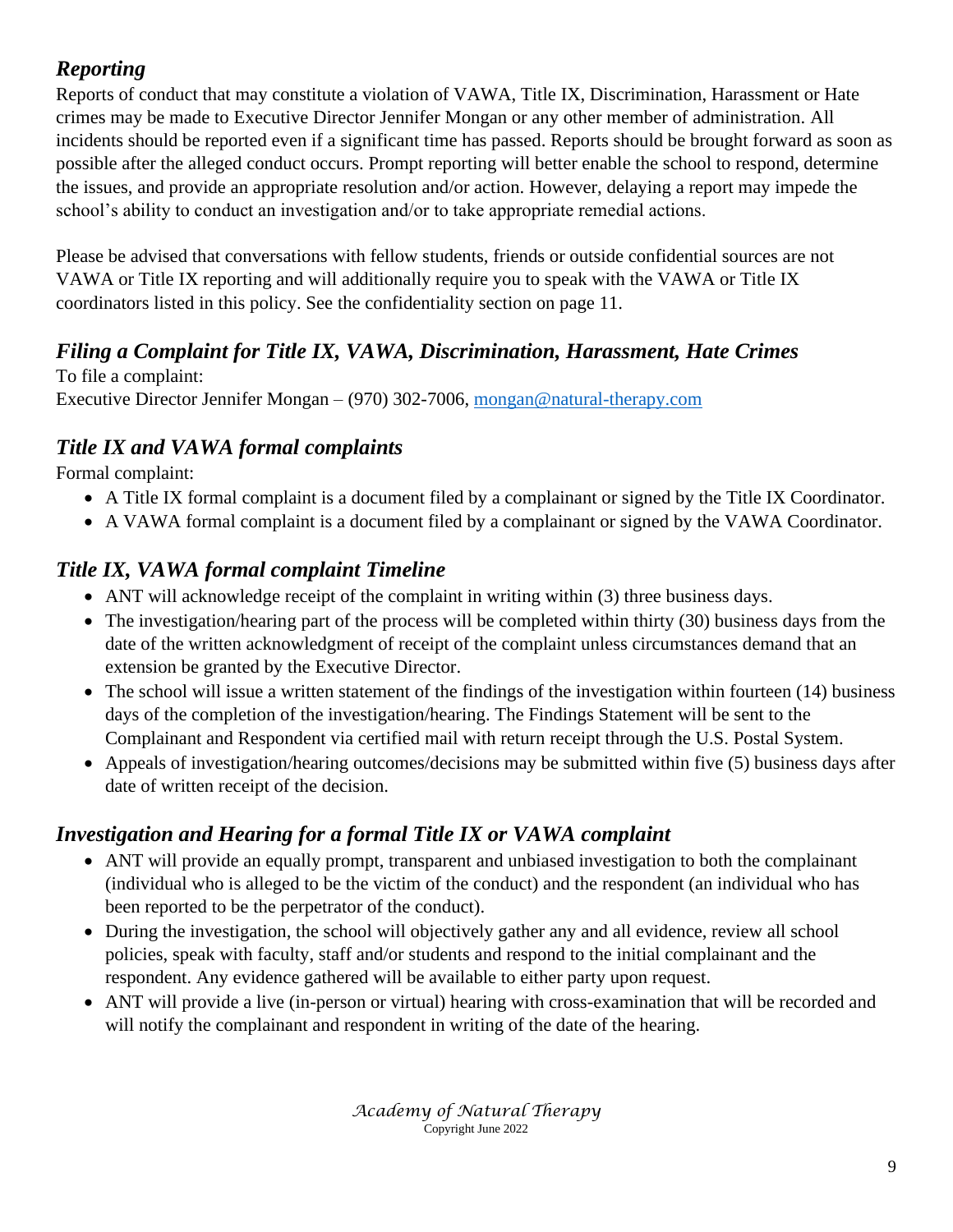### *Reporting*

Reports of conduct that may constitute a violation of VAWA, Title IX, Discrimination, Harassment or Hate crimes may be made to Executive Director Jennifer Mongan or any other member of administration. All incidents should be reported even if a significant time has passed. Reports should be brought forward as soon as possible after the alleged conduct occurs. Prompt reporting will better enable the school to respond, determine the issues, and provide an appropriate resolution and/or action. However, delaying a report may impede the school's ability to conduct an investigation and/or to take appropriate remedial actions.

Please be advised that conversations with fellow students, friends or outside confidential sources are not VAWA or Title IX reporting and will additionally require you to speak with the VAWA or Title IX coordinators listed in this policy. See the confidentiality section on page 11.

### *Filing a Complaint for Title IX, VAWA, Discrimination, Harassment, Hate Crimes*

To file a complaint:
Executive Director Jennifer Mongan – (970) 302-7006, [mongan@natural-therapy.com](mailto:mongan@natural-therapy.com)

### *Title IX and VAWA formal complaints*

Formal complaint:

- A Title IX formal complaint is a document filed by a complainant or signed by the Title IX Coordinator.
- A VAWA formal complaint is a document filed by a complainant or signed by the VAWA Coordinator.

### *Title IX, VAWA formal complaint Timeline*

- ANT will acknowledge receipt of the complaint in writing within (3) three business days.
- The investigation/hearing part of the process will be completed within thirty (30) business days from the date of the written acknowledgment of receipt of the complaint unless circumstances demand that an extension be granted by the Executive Director.
- The school will issue a written statement of the findings of the investigation within fourteen (14) business days of the completion of the investigation/hearing. The Findings Statement will be sent to the Complainant and Respondent via certified mail with return receipt through the U.S. Postal System.
- Appeals of investigation/hearing outcomes/decisions may be submitted within five (5) business days after date of written receipt of the decision.

### *Investigation and Hearing for a formal Title IX or VAWA complaint*

- ANT will provide an equally prompt, transparent and unbiased investigation to both the complainant (individual who is alleged to be the victim of the conduct) and the respondent (an individual who has been reported to be the perpetrator of the conduct).
- During the investigation, the school will objectively gather any and all evidence, review all school policies, speak with faculty, staff and/or students and respond to the initial complainant and the respondent. Any evidence gathered will be available to either party upon request.
- ANT will provide a live (in-person or virtual) hearing with cross-examination that will be recorded and will notify the complainant and respondent in writing of the date of the hearing.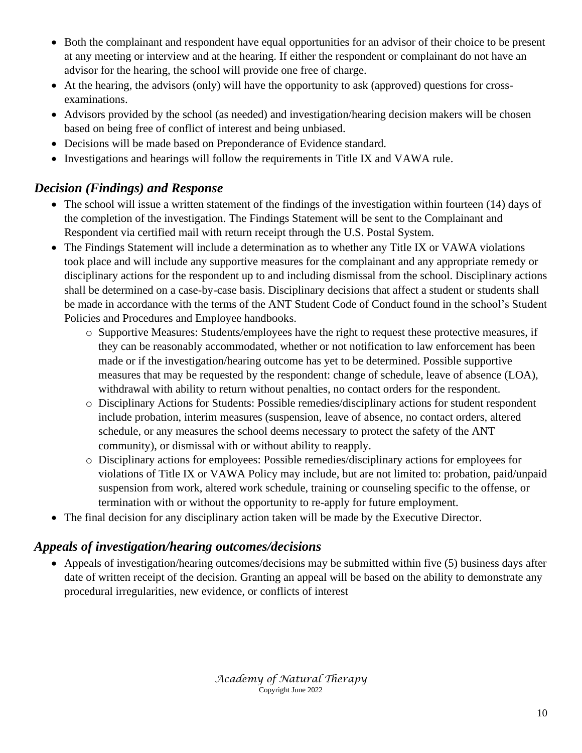- Both the complainant and respondent have equal opportunities for an advisor of their choice to be present at any meeting or interview and at the hearing. If either the respondent or complainant do not have an advisor for the hearing, the school will provide one free of charge.
- At the hearing, the advisors (only) will have the opportunity to ask (approved) questions for cross-examinations.
- Advisors provided by the school (as needed) and investigation/hearing decision makers will be chosen based on being free of conflict of interest and being unbiased.
- Decisions will be made based on Preponderance of Evidence standard.
- Investigations and hearings will follow the requirements in Title IX and VAWA rule.

## *Decision (Findings) and Response*

- The school will issue a written statement of the findings of the investigation within fourteen (14) days of the completion of the investigation. The Findings Statement will be sent to the Complainant and Respondent via certified mail with return receipt through the U.S. Postal System.
- The Findings Statement will include a determination as to whether any Title IX or VAWA violations took place and will include any supportive measures for the complainant and any appropriate remedy or disciplinary actions for the respondent up to and including dismissal from the school. Disciplinary actions shall be determined on a case-by-case basis. Disciplinary decisions that affect a student or students shall be made in accordance with the terms of the ANT Student Code of Conduct found in the school's Student Policies and Procedures and Employee handbooks.
  - Supportive Measures: Students/employees have the right to request these protective measures, if they can be reasonably accommodated, whether or not notification to law enforcement has been made or if the investigation/hearing outcome has yet to be determined. Possible supportive measures that may be requested by the respondent: change of schedule, leave of absence (LOA), withdrawal with ability to return without penalties, no contact orders for the respondent.
  - Disciplinary Actions for Students: Possible remedies/disciplinary actions for student respondent include probation, interim measures (suspension, leave of absence, no contact orders, altered schedule, or any measures the school deems necessary to protect the safety of the ANT community), or dismissal with or without ability to reapply.
  - Disciplinary actions for employees: Possible remedies/disciplinary actions for employees for violations of Title IX or VAWA Policy may include, but are not limited to: probation, paid/unpaid suspension from work, altered work schedule, training or counseling specific to the offense, or termination with or without the opportunity to re-apply for future employment.
- The final decision for any disciplinary action taken will be made by the Executive Director.

## *Appeals of investigation/hearing outcomes/decisions*

- Appeals of investigation/hearing outcomes/decisions may be submitted within five (5) business days after date of written receipt of the decision. Granting an appeal will be based on the ability to demonstrate any procedural irregularities, new evidence, or conflicts of interest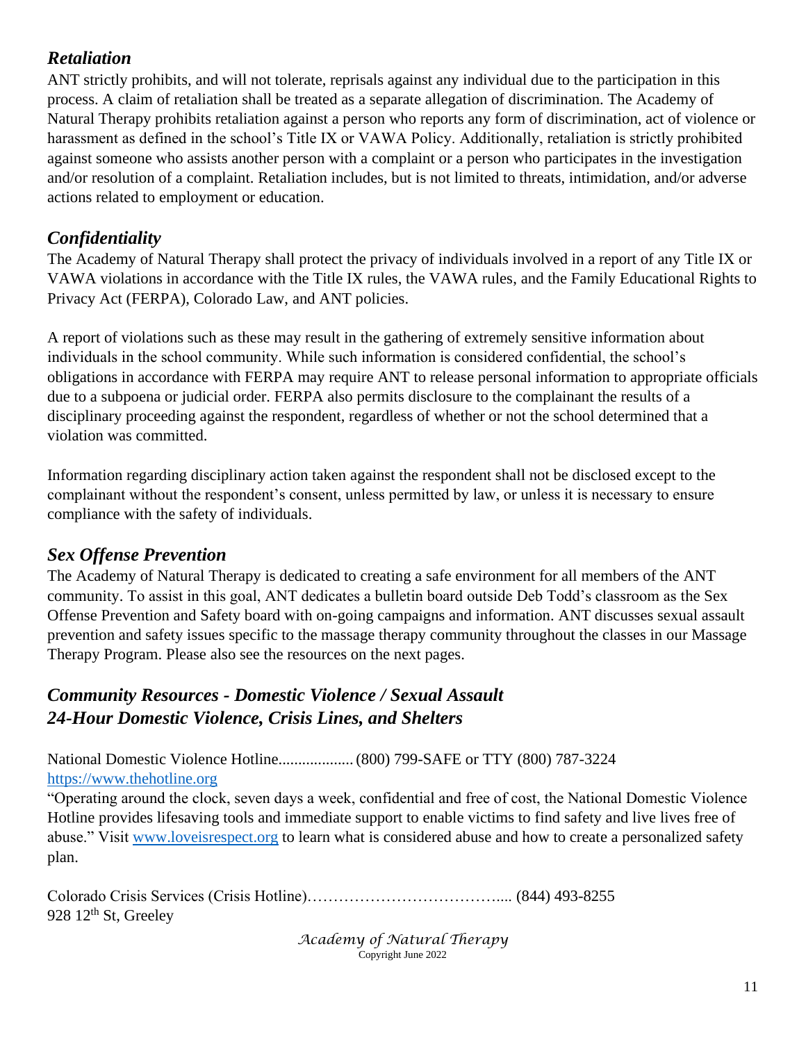### *Retaliation*

ANT strictly prohibits, and will not tolerate, reprisals against any individual due to the participation in this process. A claim of retaliation shall be treated as a separate allegation of discrimination. The Academy of Natural Therapy prohibits retaliation against a person who reports any form of discrimination, act of violence or harassment as defined in the school's Title IX or VAWA Policy. Additionally, retaliation is strictly prohibited against someone who assists another person with a complaint or a person who participates in the investigation and/or resolution of a complaint. Retaliation includes, but is not limited to threats, intimidation, and/or adverse actions related to employment or education.

### *Confidentiality*

The Academy of Natural Therapy shall protect the privacy of individuals involved in a report of any Title IX or VAWA violations in accordance with the Title IX rules, the VAWA rules, and the Family Educational Rights to Privacy Act (FERPA), Colorado Law, and ANT policies.

A report of violations such as these may result in the gathering of extremely sensitive information about individuals in the school community. While such information is considered confidential, the school's obligations in accordance with FERPA may require ANT to release personal information to appropriate officials due to a subpoena or judicial order. FERPA also permits disclosure to the complainant the results of a disciplinary proceeding against the respondent, regardless of whether or not the school determined that a violation was committed.

Information regarding disciplinary action taken against the respondent shall not be disclosed except to the complainant without the respondent's consent, unless permitted by law, or unless it is necessary to ensure compliance with the safety of individuals.

### *Sex Offense Prevention*

The Academy of Natural Therapy is dedicated to creating a safe environment for all members of the ANT community. To assist in this goal, ANT dedicates a bulletin board outside Deb Todd's classroom as the Sex Offense Prevention and Safety board with on-going campaigns and information. ANT discusses sexual assault prevention and safety issues specific to the massage therapy community throughout the classes in our Massage Therapy Program. Please also see the resources on the next pages.

### *Community Resources - Domestic Violence / Sexual Assault*
### *24-Hour Domestic Violence, Crisis Lines, and Shelters*

National Domestic Violence Hotline.................. (800) 799-SAFE or TTY (800) 787-3224
https://www.thehotline.org

"Operating around the clock, seven days a week, confidential and free of cost, the National Domestic Violence Hotline provides lifesaving tools and immediate support to enable victims to find safety and live lives free of abuse." Visit www.loveisrespect.org to learn what is considered abuse and how to create a personalized safety plan.

Colorado Crisis Services (Crisis Hotline)……………………………….... (844) 493-8255
928 12th St, Greeley

*Academy of Natural Therapy*
Copyright June 2022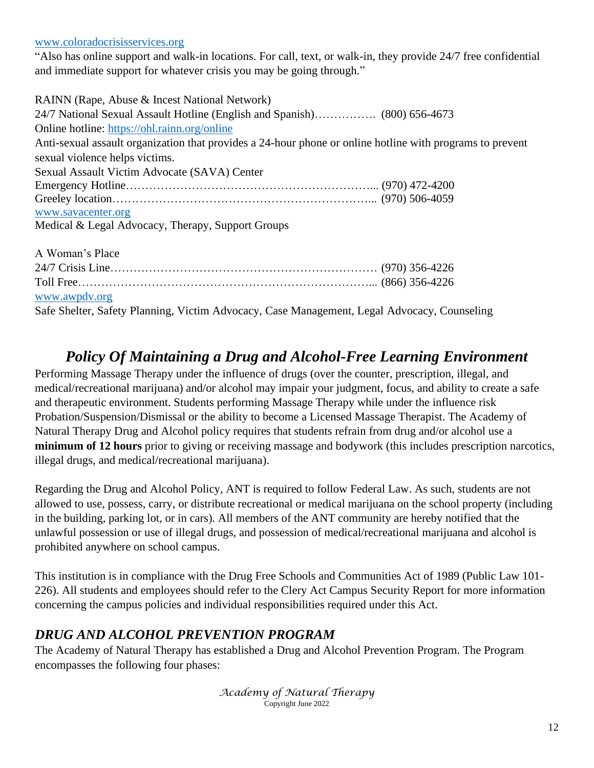www.coloradocrisisservices.org

"Also has online support and walk-in locations. For call, text, or walk-in, they provide 24/7 free confidential and immediate support for whatever crisis you may be going through."

RAINN (Rape, Abuse & Incest National Network)
24/7 National Sexual Assault Hotline (English and Spanish)……………. (800) 656-4673
Online hotline: https://ohl.rainn.org/online
Anti-sexual assault organization that provides a 24-hour phone or online hotline with programs to prevent sexual violence helps victims.
Sexual Assault Victim Advocate (SAVA) Center
Emergency Hotline……………………………………………………... (970) 472-4200
Greeley location………………………………………………………... (970) 506-4059
www.savacenter.org
Medical & Legal Advocacy, Therapy, Support Groups

A Woman's Place
24/7 Crisis Line…………………………………………………………… (970) 356-4226
Toll Free…………………………………………………………………... (866) 356-4226
www.awpdv.org
Safe Shelter, Safety Planning, Victim Advocacy, Case Management, Legal Advocacy, Counseling

## *Policy Of Maintaining a Drug and Alcohol-Free Learning Environment*

Performing Massage Therapy under the influence of drugs (over the counter, prescription, illegal, and medical/recreational marijuana) and/or alcohol may impair your judgment, focus, and ability to create a safe and therapeutic environment. Students performing Massage Therapy while under the influence risk Probation/Suspension/Dismissal or the ability to become a Licensed Massage Therapist. The Academy of Natural Therapy Drug and Alcohol policy requires that students refrain from drug and/or alcohol use a **minimum of 12 hours** prior to giving or receiving massage and bodywork (this includes prescription narcotics, illegal drugs, and medical/recreational marijuana).

Regarding the Drug and Alcohol Policy, ANT is required to follow Federal Law. As such, students are not allowed to use, possess, carry, or distribute recreational or medical marijuana on the school property (including in the building, parking lot, or in cars). All members of the ANT community are hereby notified that the unlawful possession or use of illegal drugs, and possession of medical/recreational marijuana and alcohol is prohibited anywhere on school campus.

This institution is in compliance with the Drug Free Schools and Communities Act of 1989 (Public Law 101-226). All students and employees should refer to the Clery Act Campus Security Report for more information concerning the campus policies and individual responsibilities required under this Act.

### *DRUG AND ALCOHOL PREVENTION PROGRAM*

The Academy of Natural Therapy has established a Drug and Alcohol Prevention Program. The Program encompasses the following four phases: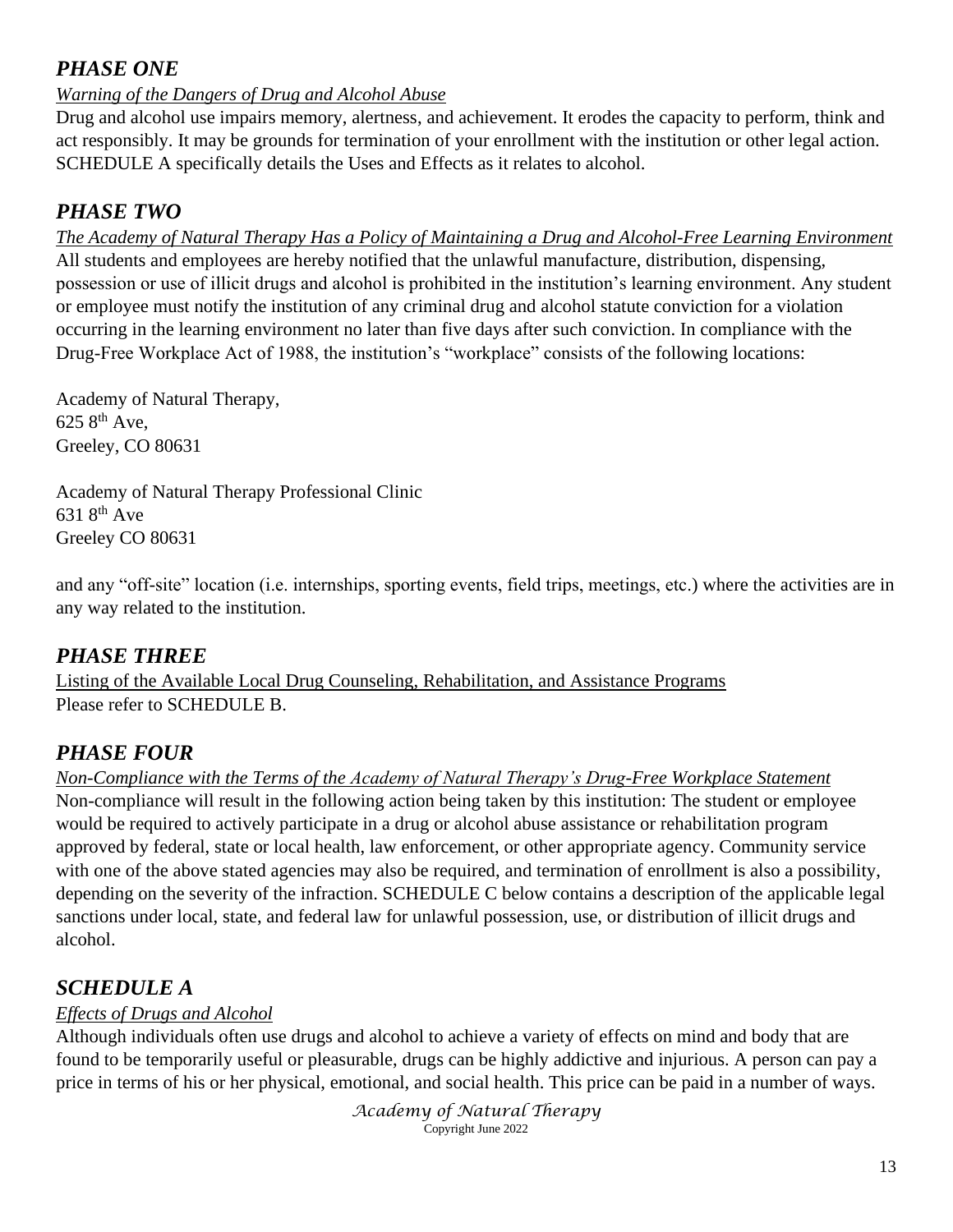## *PHASE ONE*

*Warning of the Dangers of Drug and Alcohol Abuse*

Drug and alcohol use impairs memory, alertness, and achievement. It erodes the capacity to perform, think and act responsibly. It may be grounds for termination of your enrollment with the institution or other legal action. SCHEDULE A specifically details the Uses and Effects as it relates to alcohol.

## *PHASE TWO*

*The Academy of Natural Therapy Has a Policy of Maintaining a Drug and Alcohol-Free Learning Environment*

All students and employees are hereby notified that the unlawful manufacture, distribution, dispensing, possession or use of illicit drugs and alcohol is prohibited in the institution's learning environment. Any student or employee must notify the institution of any criminal drug and alcohol statute conviction for a violation occurring in the learning environment no later than five days after such conviction. In compliance with the Drug-Free Workplace Act of 1988, the institution's "workplace" consists of the following locations:

Academy of Natural Therapy,
625 8th Ave,
Greeley, CO 80631

Academy of Natural Therapy Professional Clinic
631 8th Ave
Greeley CO 80631

and any "off-site" location (i.e. internships, sporting events, field trips, meetings, etc.) where the activities are in any way related to the institution.

## *PHASE THREE*

Listing of the Available Local Drug Counseling, Rehabilitation, and Assistance Programs

Please refer to SCHEDULE B.

## *PHASE FOUR*

*Non-Compliance with the Terms of the Academy of Natural Therapy's Drug-Free Workplace Statement*

Non-compliance will result in the following action being taken by this institution: The student or employee would be required to actively participate in a drug or alcohol abuse assistance or rehabilitation program approved by federal, state or local health, law enforcement, or other appropriate agency. Community service with one of the above stated agencies may also be required, and termination of enrollment is also a possibility, depending on the severity of the infraction. SCHEDULE C below contains a description of the applicable legal sanctions under local, state, and federal law for unlawful possession, use, or distribution of illicit drugs and alcohol.

## *SCHEDULE A*

*Effects of Drugs and Alcohol*

Although individuals often use drugs and alcohol to achieve a variety of effects on mind and body that are found to be temporarily useful or pleasurable, drugs can be highly addictive and injurious. A person can pay a price in terms of his or her physical, emotional, and social health. This price can be paid in a number of ways.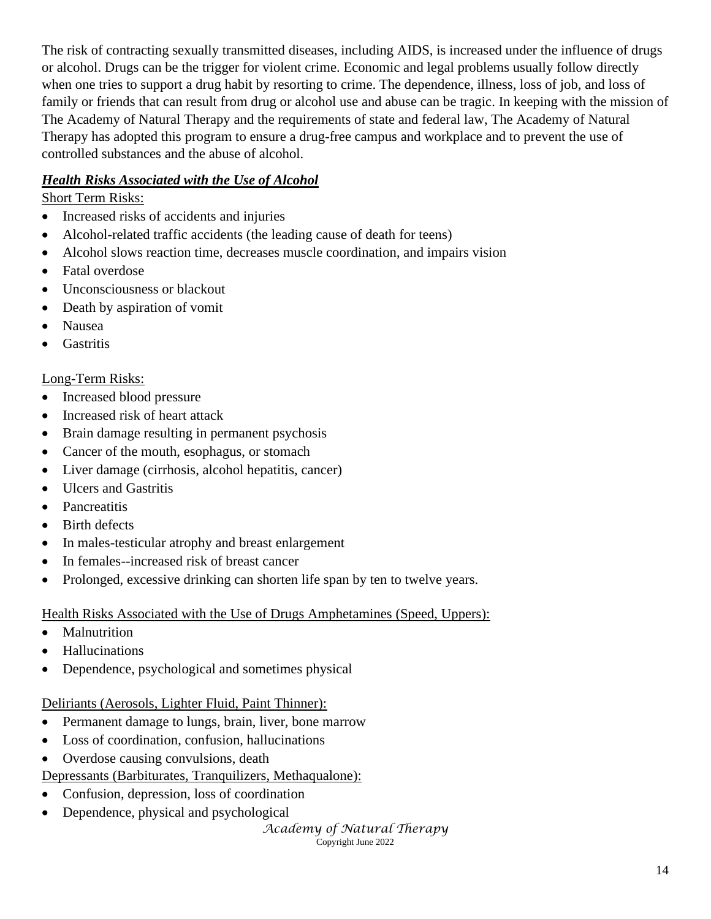The risk of contracting sexually transmitted diseases, including AIDS, is increased under the influence of drugs or alcohol. Drugs can be the trigger for violent crime. Economic and legal problems usually follow directly when one tries to support a drug habit by resorting to crime. The dependence, illness, loss of job, and loss of family or friends that can result from drug or alcohol use and abuse can be tragic. In keeping with the mission of The Academy of Natural Therapy and the requirements of state and federal law, The Academy of Natural Therapy has adopted this program to ensure a drug-free campus and workplace and to prevent the use of controlled substances and the abuse of alcohol.

***Health Risks Associated with the Use of Alcohol***

Short Term Risks:

- Increased risks of accidents and injuries
- Alcohol-related traffic accidents (the leading cause of death for teens)
- Alcohol slows reaction time, decreases muscle coordination, and impairs vision
- Fatal overdose
- Unconsciousness or blackout
- Death by aspiration of vomit
- Nausea
- Gastritis

Long-Term Risks:

- Increased blood pressure
- Increased risk of heart attack
- Brain damage resulting in permanent psychosis
- Cancer of the mouth, esophagus, or stomach
- Liver damage (cirrhosis, alcohol hepatitis, cancer)
- Ulcers and Gastritis
- Pancreatitis
- Birth defects
- In males-testicular atrophy and breast enlargement
- In females--increased risk of breast cancer
- Prolonged, excessive drinking can shorten life span by ten to twelve years.

Health Risks Associated with the Use of Drugs Amphetamines (Speed, Uppers):

- Malnutrition
- Hallucinations
- Dependence, psychological and sometimes physical

Deliriants (Aerosols, Lighter Fluid, Paint Thinner):

- Permanent damage to lungs, brain, liver, bone marrow
- Loss of coordination, confusion, hallucinations
- Overdose causing convulsions, death

Depressants (Barbiturates, Tranquilizers, Methaqualone):

- Confusion, depression, loss of coordination
- Dependence, physical and psychological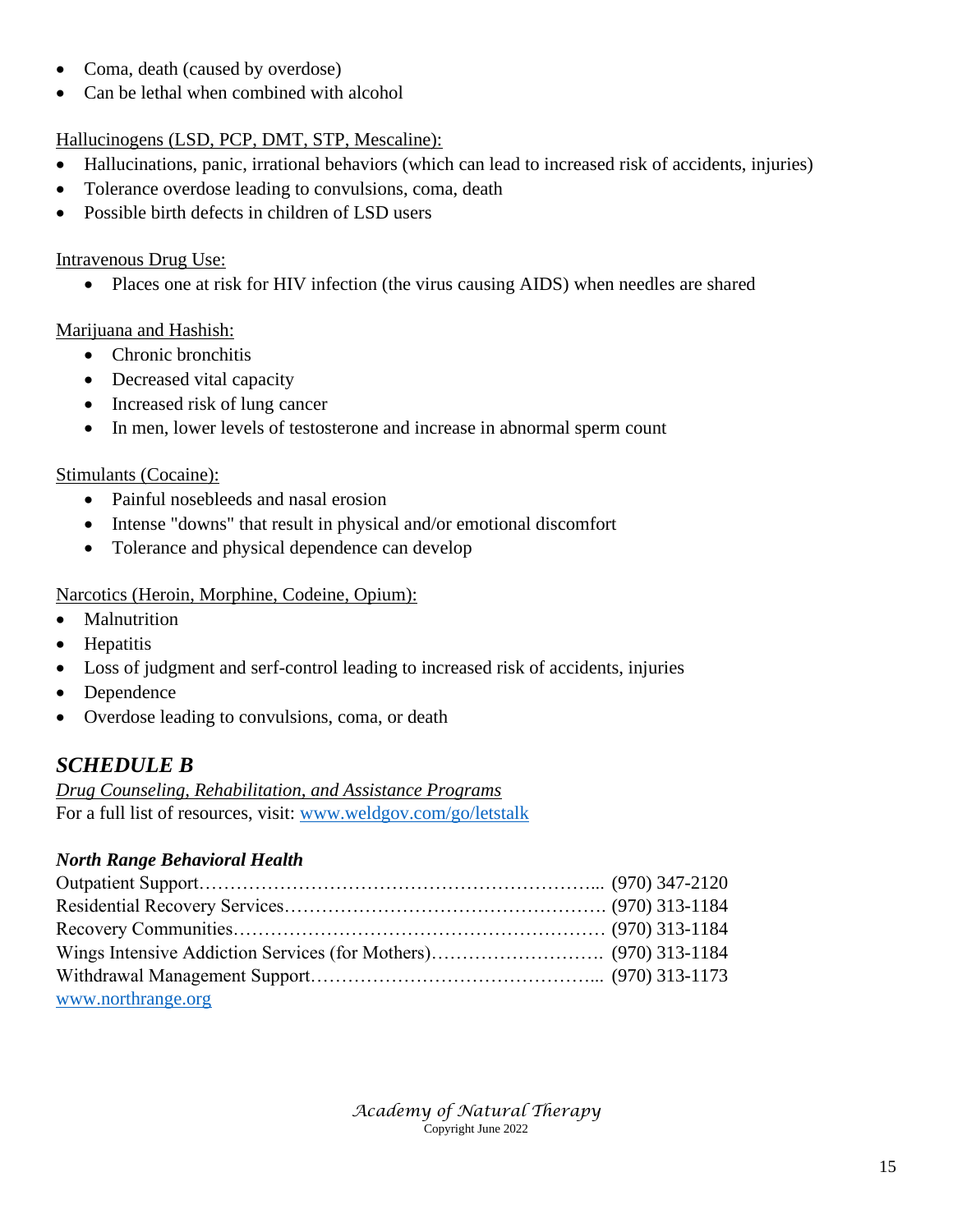- Coma, death (caused by overdose)
- Can be lethal when combined with alcohol

Hallucinogens (LSD, PCP, DMT, STP, Mescaline):

- Hallucinations, panic, irrational behaviors (which can lead to increased risk of accidents, injuries)
- Tolerance overdose leading to convulsions, coma, death
- Possible birth defects in children of LSD users

Intravenous Drug Use:

- Places one at risk for HIV infection (the virus causing AIDS) when needles are shared

Marijuana and Hashish:

- Chronic bronchitis
- Decreased vital capacity
- Increased risk of lung cancer
- In men, lower levels of testosterone and increase in abnormal sperm count

Stimulants (Cocaine):

- Painful nosebleeds and nasal erosion
- Intense "downs" that result in physical and/or emotional discomfort
- Tolerance and physical dependence can develop

Narcotics (Heroin, Morphine, Codeine, Opium):

- Malnutrition
- Hepatitis
- Loss of judgment and serf-control leading to increased risk of accidents, injuries
- Dependence
- Overdose leading to convulsions, coma, or death

## *SCHEDULE B*

*Drug Counseling, Rehabilitation, and Assistance Programs*

For a full list of resources, visit: www.weldgov.com/go/letstalk

### *North Range Behavioral Health*

Outpatient Support……………………………………………………... (970) 347-2120
Residential Recovery Services……………………………………………. (970) 313-1184
Recovery Communities…………………………………………………… (970) 313-1184
Wings Intensive Addiction Services (for Mothers)………………………. (970) 313-1184
Withdrawal Management Support………………………………………... (970) 313-1173
www.northrange.org

*Academy of Natural Therapy*
Copyright June 2022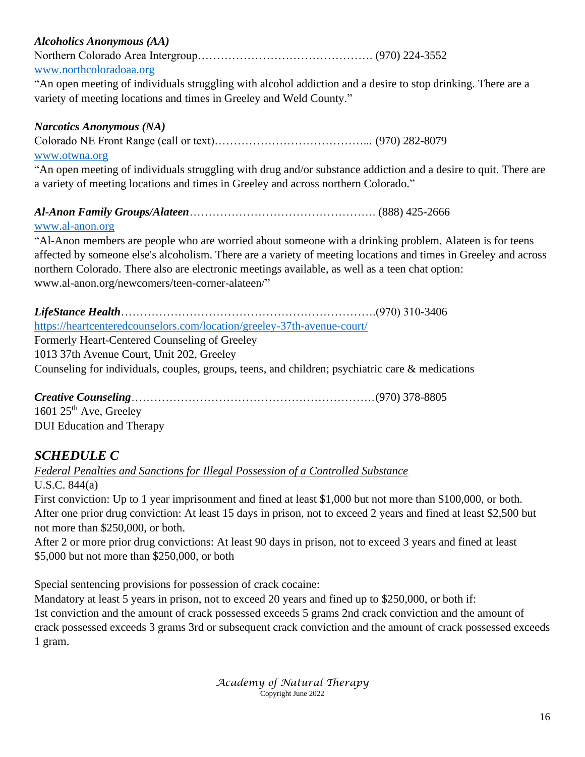***Alcoholics Anonymous (AA)***

Northern Colorado Area Intergroup………………………………………. (970) 224-3552

www.northcoloradoaa.org

"An open meeting of individuals struggling with alcohol addiction and a desire to stop drinking. There are a variety of meeting locations and times in Greeley and Weld County."

***Narcotics Anonymous (NA)***

Colorado NE Front Range (call or text)…………………………………... (970) 282-8079

www.otwna.org

"An open meeting of individuals struggling with drug and/or substance addiction and a desire to quit. There are a variety of meeting locations and times in Greeley and across northern Colorado."

***Al-Anon Family Groups/Alateen***…………………………………………. (888) 425-2666

www.al-anon.org

"Al-Anon members are people who are worried about someone with a drinking problem. Alateen is for teens affected by someone else's alcoholism. There are a variety of meeting locations and times in Greeley and across northern Colorado. There also are electronic meetings available, as well as a teen chat option: www.al-anon.org/newcomers/teen-corner-alateen/"

***LifeStance Health***………………………………………………………….(970) 310-3406

https://heartcenteredcounselors.com/location/greeley-37th-avenue-court/

Formerly Heart-Centered Counseling of Greeley

1013 37th Avenue Court, Unit 202, Greeley

Counseling for individuals, couples, groups, teens, and children; psychiatric care & medications

***Creative Counseling***……………………………………………………….(970) 378-8805

1601 25th Ave, Greeley

DUI Education and Therapy

## *SCHEDULE C*

*Federal Penalties and Sanctions for Illegal Possession of a Controlled Substance*

U.S.C. 844(a)

First conviction: Up to 1 year imprisonment and fined at least $1,000 but not more than $100,000, or both.
After one prior drug conviction: At least 15 days in prison, not to exceed 2 years and fined at least $2,500 but not more than $250,000, or both.
After 2 or more prior drug convictions: At least 90 days in prison, not to exceed 3 years and fined at least $5,000 but not more than $250,000, or both

Special sentencing provisions for possession of crack cocaine:
Mandatory at least 5 years in prison, not to exceed 20 years and fined up to $250,000, or both if:
1st conviction and the amount of crack possessed exceeds 5 grams 2nd crack conviction and the amount of crack possessed exceeds 3 grams 3rd or subsequent crack conviction and the amount of crack possessed exceeds 1 gram.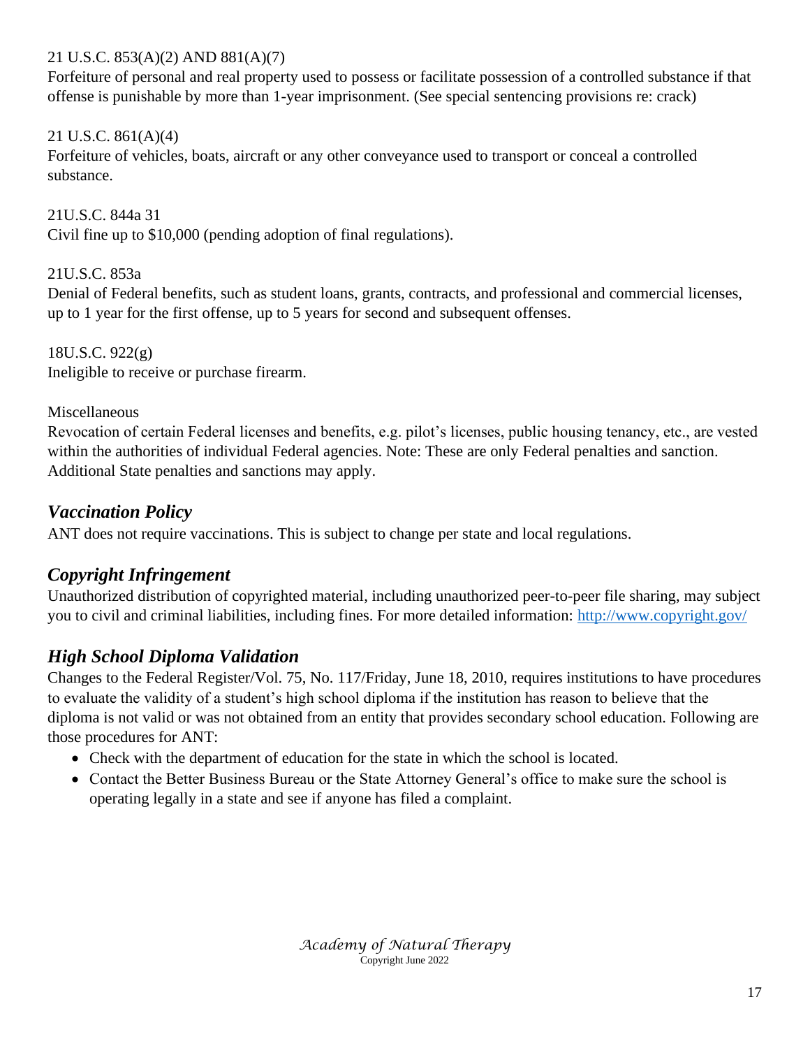21 U.S.C. 853(A)(2) AND 881(A)(7)
Forfeiture of personal and real property used to possess or facilitate possession of a controlled substance if that offense is punishable by more than 1-year imprisonment. (See special sentencing provisions re: crack)

21 U.S.C. 861(A)(4)
Forfeiture of vehicles, boats, aircraft or any other conveyance used to transport or conceal a controlled substance.

21U.S.C. 844a 31
Civil fine up to $10,000 (pending adoption of final regulations).

21U.S.C. 853a
Denial of Federal benefits, such as student loans, grants, contracts, and professional and commercial licenses, up to 1 year for the first offense, up to 5 years for second and subsequent offenses.

18U.S.C. 922(g)
Ineligible to receive or purchase firearm.

Miscellaneous
Revocation of certain Federal licenses and benefits, e.g. pilot's licenses, public housing tenancy, etc., are vested within the authorities of individual Federal agencies. Note: These are only Federal penalties and sanction. Additional State penalties and sanctions may apply.

## *Vaccination Policy*

ANT does not require vaccinations. This is subject to change per state and local regulations.

## *Copyright Infringement*

Unauthorized distribution of copyrighted material, including unauthorized peer-to-peer file sharing, may subject you to civil and criminal liabilities, including fines. For more detailed information: [http://www.copyright.gov/](http://www.copyright.gov/)

## *High School Diploma Validation*

Changes to the Federal Register/Vol. 75, No. 117/Friday, June 18, 2010, requires institutions to have procedures to evaluate the validity of a student's high school diploma if the institution has reason to believe that the diploma is not valid or was not obtained from an entity that provides secondary school education. Following are those procedures for ANT:

- Check with the department of education for the state in which the school is located.
- Contact the Better Business Bureau or the State Attorney General's office to make sure the school is operating legally in a state and see if anyone has filed a complaint.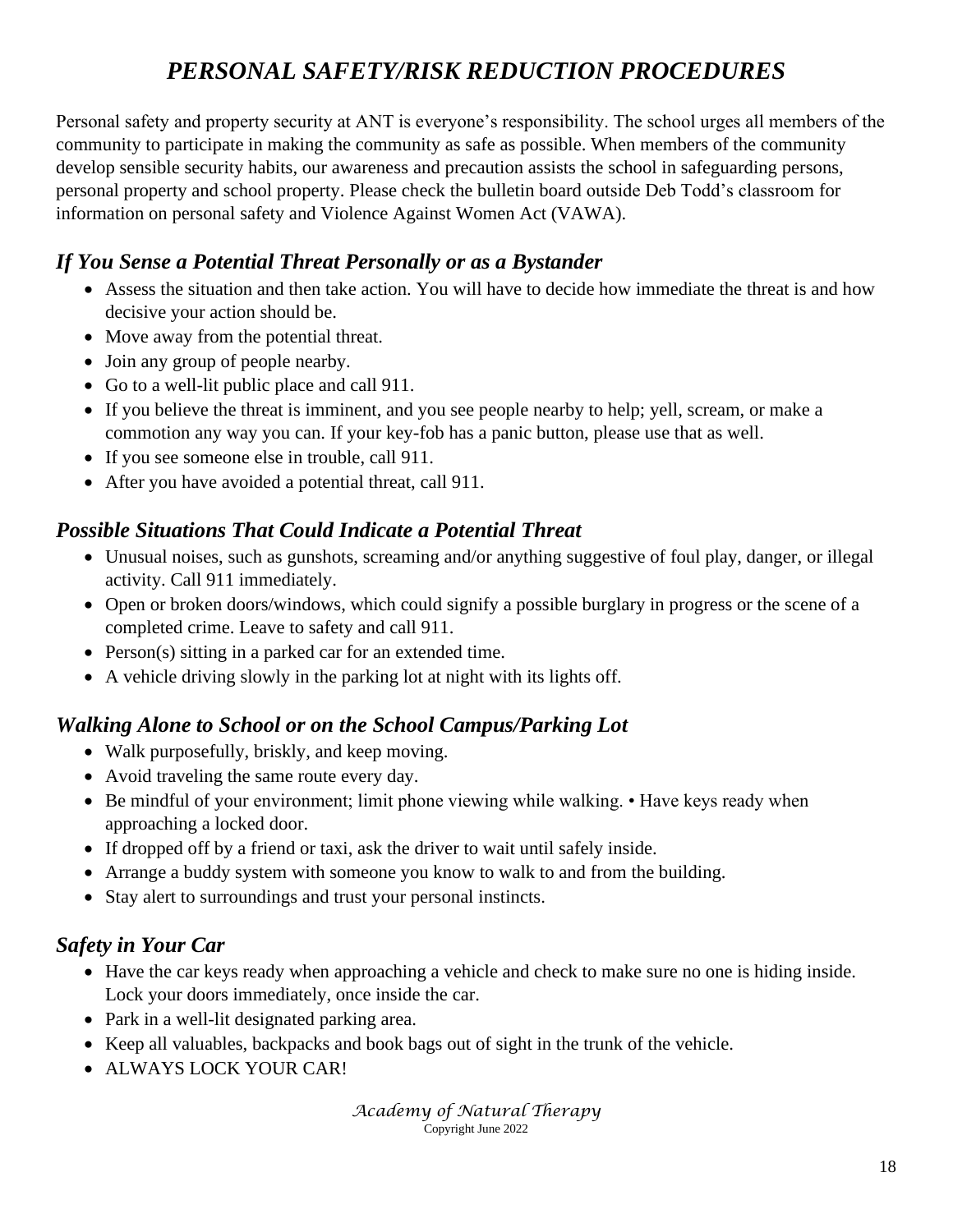# *PERSONAL SAFETY/RISK REDUCTION PROCEDURES*

Personal safety and property security at ANT is everyone's responsibility. The school urges all members of the community to participate in making the community as safe as possible. When members of the community develop sensible security habits, our awareness and precaution assists the school in safeguarding persons, personal property and school property. Please check the bulletin board outside Deb Todd's classroom for information on personal safety and Violence Against Women Act (VAWA).

## *If You Sense a Potential Threat Personally or as a Bystander*

- Assess the situation and then take action. You will have to decide how immediate the threat is and how decisive your action should be.
- Move away from the potential threat.
- Join any group of people nearby.
- Go to a well-lit public place and call 911.
- If you believe the threat is imminent, and you see people nearby to help; yell, scream, or make a commotion any way you can. If your key-fob has a panic button, please use that as well.
- If you see someone else in trouble, call 911.
- After you have avoided a potential threat, call 911.

## *Possible Situations That Could Indicate a Potential Threat*

- Unusual noises, such as gunshots, screaming and/or anything suggestive of foul play, danger, or illegal activity. Call 911 immediately.
- Open or broken doors/windows, which could signify a possible burglary in progress or the scene of a completed crime. Leave to safety and call 911.
- Person(s) sitting in a parked car for an extended time.
- A vehicle driving slowly in the parking lot at night with its lights off.

## *Walking Alone to School or on the School Campus/Parking Lot*

- Walk purposefully, briskly, and keep moving.
- Avoid traveling the same route every day.
- Be mindful of your environment; limit phone viewing while walking. • Have keys ready when approaching a locked door.
- If dropped off by a friend or taxi, ask the driver to wait until safely inside.
- Arrange a buddy system with someone you know to walk to and from the building.
- Stay alert to surroundings and trust your personal instincts.

## *Safety in Your Car*

- Have the car keys ready when approaching a vehicle and check to make sure no one is hiding inside. Lock your doors immediately, once inside the car.
- Park in a well-lit designated parking area.
- Keep all valuables, backpacks and book bags out of sight in the trunk of the vehicle.
- ALWAYS LOCK YOUR CAR!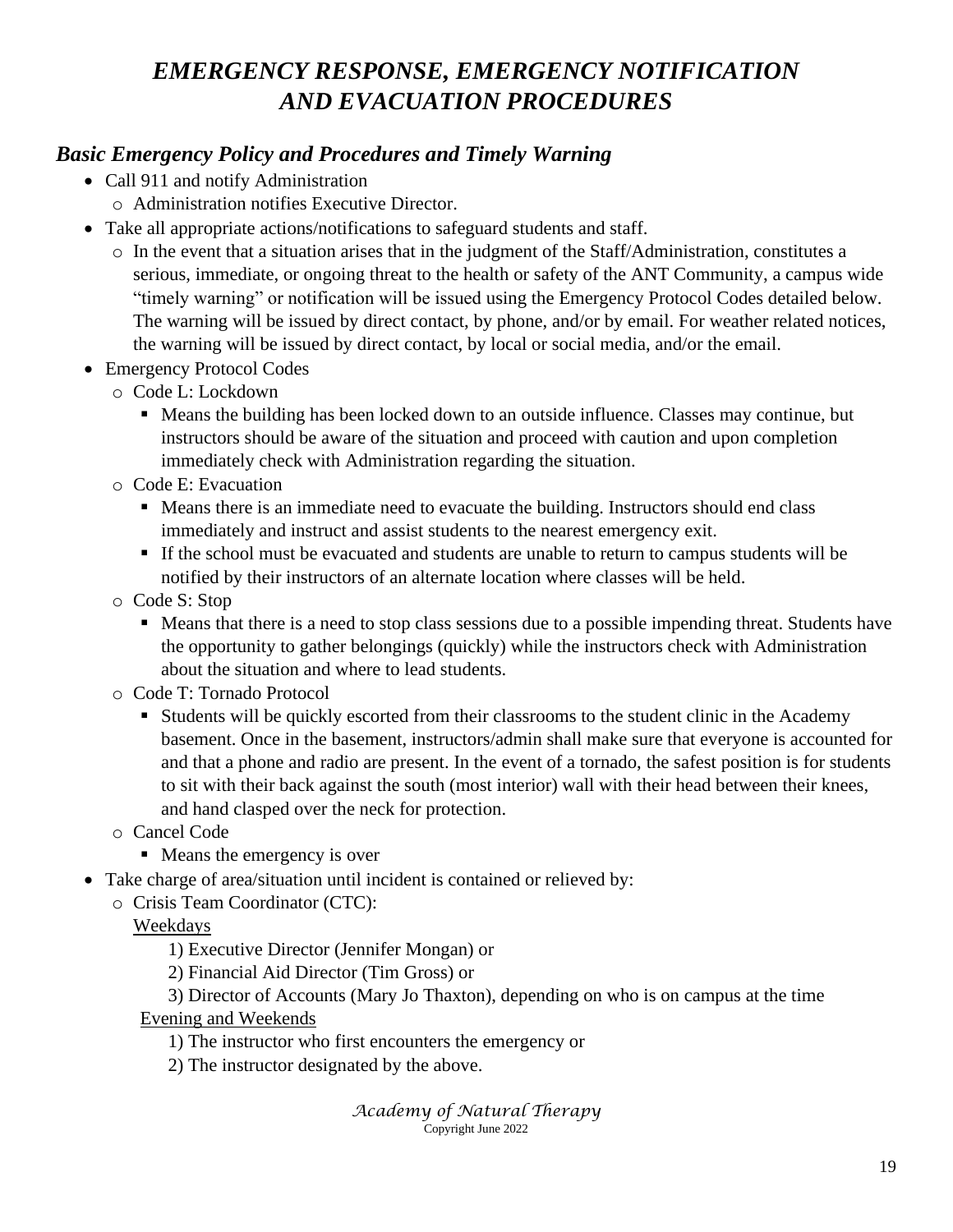# *EMERGENCY RESPONSE, EMERGENCY NOTIFICATION AND EVACUATION PROCEDURES*

## *Basic Emergency Policy and Procedures and Timely Warning*

- Call 911 and notify Administration
  - Administration notifies Executive Director.
- Take all appropriate actions/notifications to safeguard students and staff.
  - In the event that a situation arises that in the judgment of the Staff/Administration, constitutes a serious, immediate, or ongoing threat to the health or safety of the ANT Community, a campus wide "timely warning" or notification will be issued using the Emergency Protocol Codes detailed below. The warning will be issued by direct contact, by phone, and/or by email. For weather related notices, the warning will be issued by direct contact, by local or social media, and/or the email.
- Emergency Protocol Codes
  - Code L: Lockdown
    - Means the building has been locked down to an outside influence. Classes may continue, but instructors should be aware of the situation and proceed with caution and upon completion immediately check with Administration regarding the situation.
  - Code E: Evacuation
    - Means there is an immediate need to evacuate the building. Instructors should end class immediately and instruct and assist students to the nearest emergency exit.
    - If the school must be evacuated and students are unable to return to campus students will be notified by their instructors of an alternate location where classes will be held.
  - Code S: Stop
    - Means that there is a need to stop class sessions due to a possible impending threat. Students have the opportunity to gather belongings (quickly) while the instructors check with Administration about the situation and where to lead students.
  - Code T: Tornado Protocol
    - Students will be quickly escorted from their classrooms to the student clinic in the Academy basement. Once in the basement, instructors/admin shall make sure that everyone is accounted for and that a phone and radio are present. In the event of a tornado, the safest position is for students to sit with their back against the south (most interior) wall with their head between their knees, and hand clasped over the neck for protection.
  - Cancel Code
    - Means the emergency is over
- Take charge of area/situation until incident is contained or relieved by:
  - Crisis Team Coordinator (CTC):

    Weekdays

    1) Executive Director (Jennifer Mongan) or
    2) Financial Aid Director (Tim Gross) or
    3) Director of Accounts (Mary Jo Thaxton), depending on who is on campus at the time

    Evening and Weekends

    1) The instructor who first encounters the emergency or
    2) The instructor designated by the above.

*Academy of Natural Therapy*
Copyright June 2022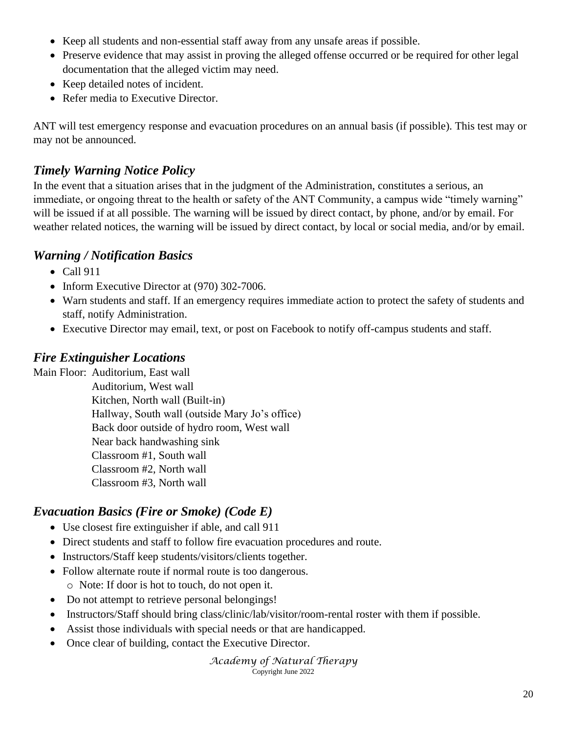- Keep all students and non-essential staff away from any unsafe areas if possible.
- Preserve evidence that may assist in proving the alleged offense occurred or be required for other legal documentation that the alleged victim may need.
- Keep detailed notes of incident.
- Refer media to Executive Director.

ANT will test emergency response and evacuation procedures on an annual basis (if possible). This test may or may not be announced.

### *Timely Warning Notice Policy*

In the event that a situation arises that in the judgment of the Administration, constitutes a serious, an immediate, or ongoing threat to the health or safety of the ANT Community, a campus wide "timely warning" will be issued if at all possible. The warning will be issued by direct contact, by phone, and/or by email. For weather related notices, the warning will be issued by direct contact, by local or social media, and/or by email.

### *Warning / Notification Basics*

- Call 911
- Inform Executive Director at (970) 302-7006.
- Warn students and staff. If an emergency requires immediate action to protect the safety of students and staff, notify Administration.
- Executive Director may email, text, or post on Facebook to notify off-campus students and staff.

### *Fire Extinguisher Locations*

Main Floor: Auditorium, East wall
Auditorium, West wall
Kitchen, North wall (Built-in)
Hallway, South wall (outside Mary Jo's office)
Back door outside of hydro room, West wall
Near back handwashing sink
Classroom #1, South wall
Classroom #2, North wall
Classroom #3, North wall

### *Evacuation Basics (Fire or Smoke) (Code E)*

- Use closest fire extinguisher if able, and call 911
- Direct students and staff to follow fire evacuation procedures and route.
- Instructors/Staff keep students/visitors/clients together.
- Follow alternate route if normal route is too dangerous.
  - Note: If door is hot to touch, do not open it.
- Do not attempt to retrieve personal belongings!
- Instructors/Staff should bring class/clinic/lab/visitor/room-rental roster with them if possible.
- Assist those individuals with special needs or that are handicapped.
- Once clear of building, contact the Executive Director.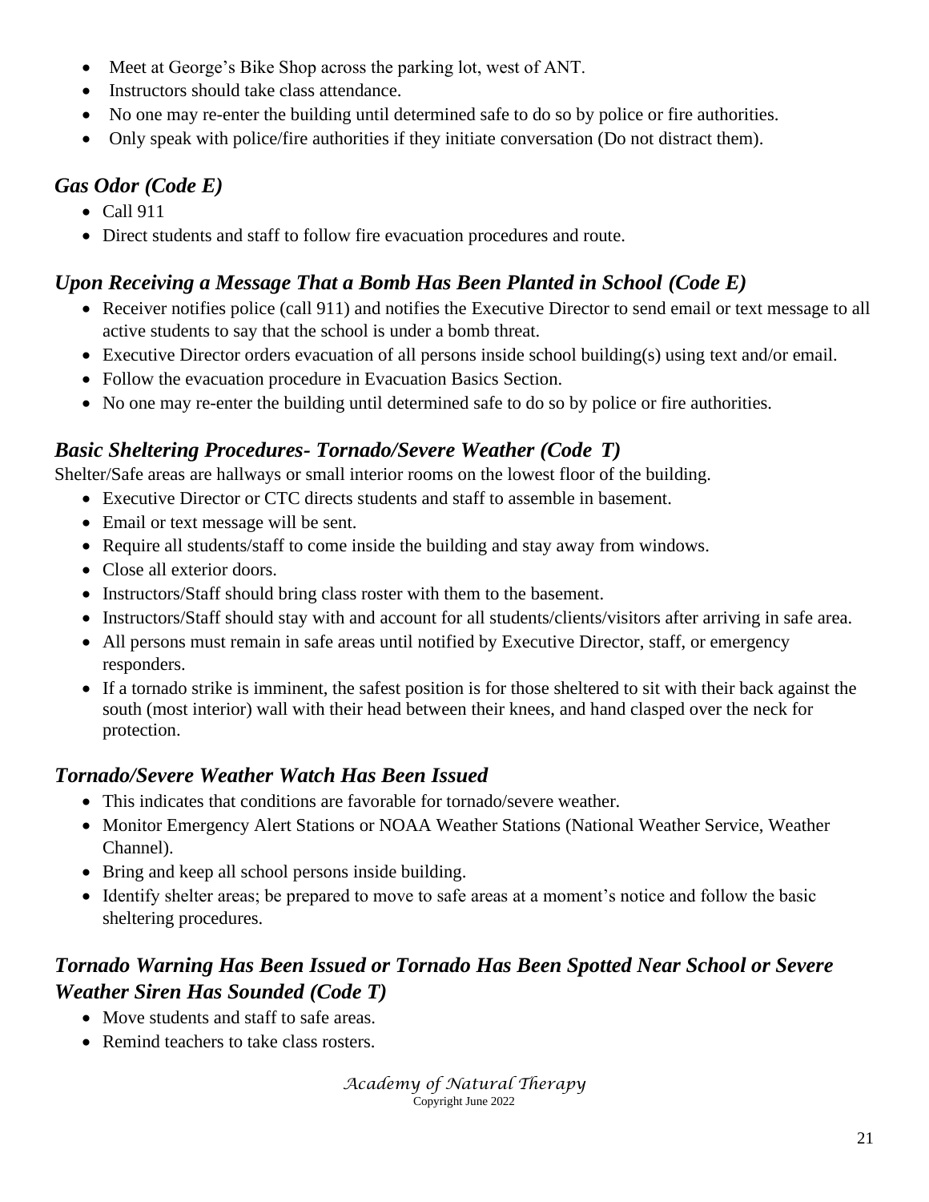- Meet at George's Bike Shop across the parking lot, west of ANT.
- Instructors should take class attendance.
- No one may re-enter the building until determined safe to do so by police or fire authorities.
- Only speak with police/fire authorities if they initiate conversation (Do not distract them).

### *Gas Odor (Code E)*

- Call 911
- Direct students and staff to follow fire evacuation procedures and route.

### *Upon Receiving a Message That a Bomb Has Been Planted in School (Code E)*

- Receiver notifies police (call 911) and notifies the Executive Director to send email or text message to all active students to say that the school is under a bomb threat.
- Executive Director orders evacuation of all persons inside school building(s) using text and/or email.
- Follow the evacuation procedure in Evacuation Basics Section.
- No one may re-enter the building until determined safe to do so by police or fire authorities.

### *Basic Sheltering Procedures- Tornado/Severe Weather (Code T)*

Shelter/Safe areas are hallways or small interior rooms on the lowest floor of the building.

- Executive Director or CTC directs students and staff to assemble in basement.
- Email or text message will be sent.
- Require all students/staff to come inside the building and stay away from windows.
- Close all exterior doors.
- Instructors/Staff should bring class roster with them to the basement.
- Instructors/Staff should stay with and account for all students/clients/visitors after arriving in safe area.
- All persons must remain in safe areas until notified by Executive Director, staff, or emergency responders.
- If a tornado strike is imminent, the safest position is for those sheltered to sit with their back against the south (most interior) wall with their head between their knees, and hand clasped over the neck for protection.

### *Tornado/Severe Weather Watch Has Been Issued*

- This indicates that conditions are favorable for tornado/severe weather.
- Monitor Emergency Alert Stations or NOAA Weather Stations (National Weather Service, Weather Channel).
- Bring and keep all school persons inside building.
- Identify shelter areas; be prepared to move to safe areas at a moment's notice and follow the basic sheltering procedures.

### *Tornado Warning Has Been Issued or Tornado Has Been Spotted Near School or Severe Weather Siren Has Sounded (Code T)*

- Move students and staff to safe areas.
- Remind teachers to take class rosters.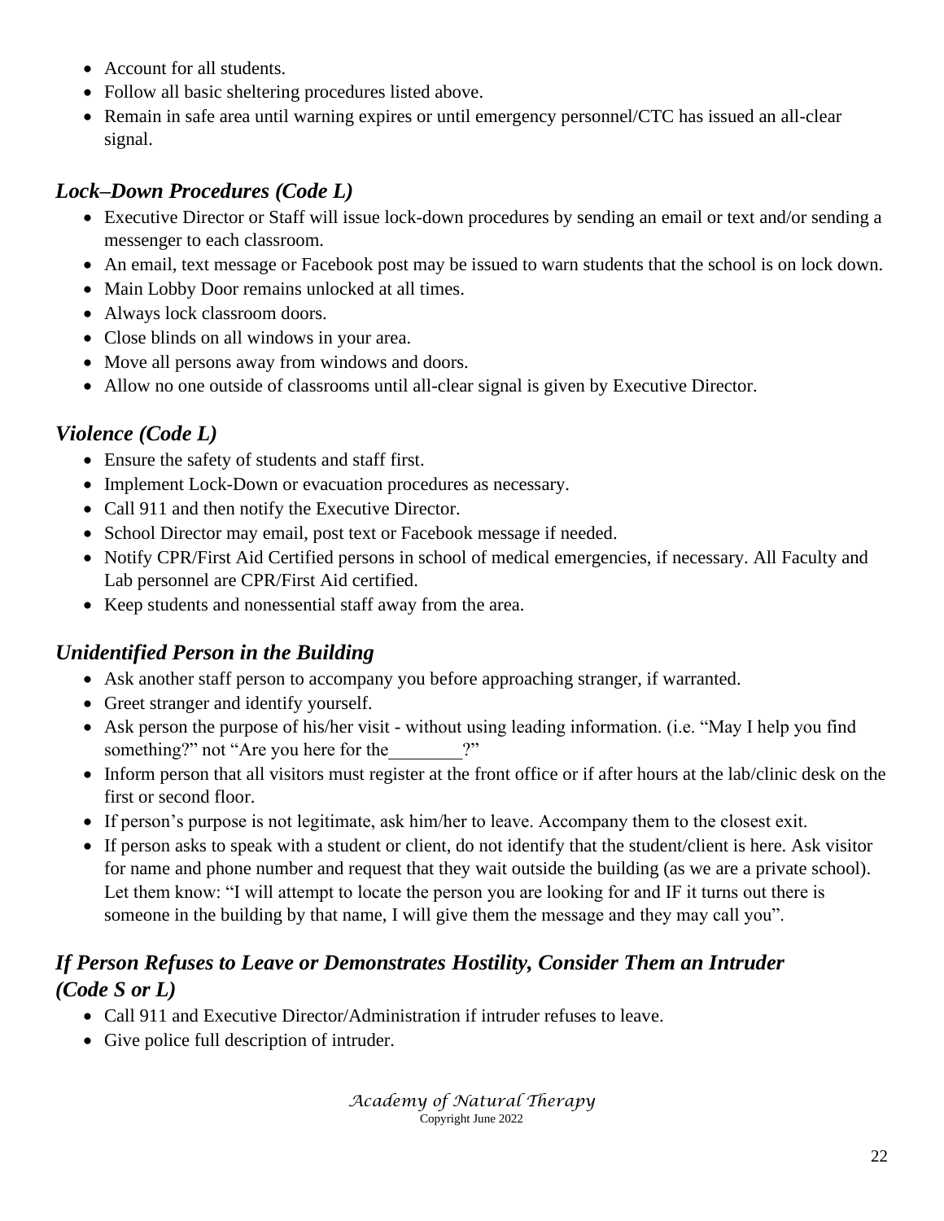- Account for all students.
- Follow all basic sheltering procedures listed above.
- Remain in safe area until warning expires or until emergency personnel/CTC has issued an all-clear signal.

## *Lock–Down Procedures (Code L)*

- Executive Director or Staff will issue lock-down procedures by sending an email or text and/or sending a messenger to each classroom.
- An email, text message or Facebook post may be issued to warn students that the school is on lock down.
- Main Lobby Door remains unlocked at all times.
- Always lock classroom doors.
- Close blinds on all windows in your area.
- Move all persons away from windows and doors.
- Allow no one outside of classrooms until all-clear signal is given by Executive Director.

## *Violence (Code L)*

- Ensure the safety of students and staff first.
- Implement Lock-Down or evacuation procedures as necessary.
- Call 911 and then notify the Executive Director.
- School Director may email, post text or Facebook message if needed.
- Notify CPR/First Aid Certified persons in school of medical emergencies, if necessary. All Faculty and Lab personnel are CPR/First Aid certified.
- Keep students and nonessential staff away from the area.

## *Unidentified Person in the Building*

- Ask another staff person to accompany you before approaching stranger, if warranted.
- Greet stranger and identify yourself.
- Ask person the purpose of his/her visit - without using leading information. (i.e. "May I help you find something?" not "Are you here for the________?"
- Inform person that all visitors must register at the front office or if after hours at the lab/clinic desk on the first or second floor.
- If person's purpose is not legitimate, ask him/her to leave. Accompany them to the closest exit.
- If person asks to speak with a student or client, do not identify that the student/client is here. Ask visitor for name and phone number and request that they wait outside the building (as we are a private school). Let them know: "I will attempt to locate the person you are looking for and IF it turns out there is someone in the building by that name, I will give them the message and they may call you".

## *If Person Refuses to Leave or Demonstrates Hostility, Consider Them an Intruder (Code S or L)*

- Call 911 and Executive Director/Administration if intruder refuses to leave.
- Give police full description of intruder.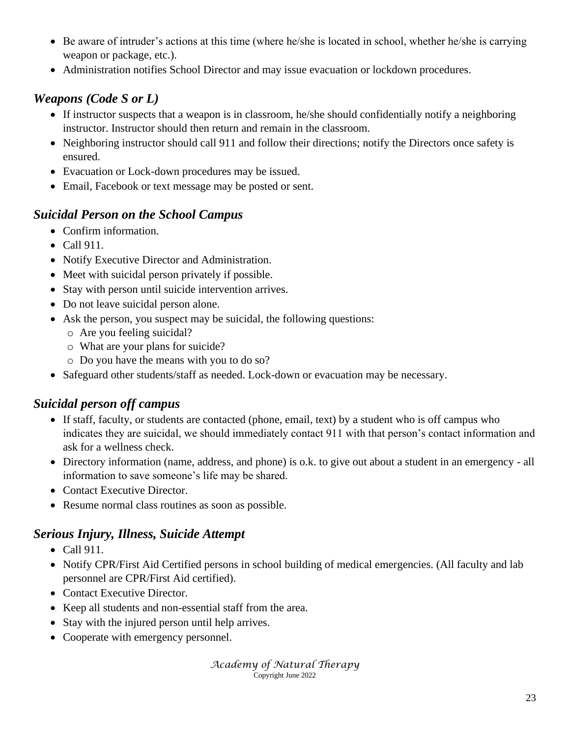- Be aware of intruder's actions at this time (where he/she is located in school, whether he/she is carrying weapon or package, etc.).
- Administration notifies School Director and may issue evacuation or lockdown procedures.

### *Weapons (Code S or L)*

- If instructor suspects that a weapon is in classroom, he/she should confidentially notify a neighboring instructor. Instructor should then return and remain in the classroom.
- Neighboring instructor should call 911 and follow their directions; notify the Directors once safety is ensured.
- Evacuation or Lock-down procedures may be issued.
- Email, Facebook or text message may be posted or sent.

### *Suicidal Person on the School Campus*

- Confirm information.
- Call 911.
- Notify Executive Director and Administration.
- Meet with suicidal person privately if possible.
- Stay with person until suicide intervention arrives.
- Do not leave suicidal person alone.
- Ask the person, you suspect may be suicidal, the following questions:
  - Are you feeling suicidal?
  - What are your plans for suicide?
  - Do you have the means with you to do so?
- Safeguard other students/staff as needed. Lock-down or evacuation may be necessary.

### *Suicidal person off campus*

- If staff, faculty, or students are contacted (phone, email, text) by a student who is off campus who indicates they are suicidal, we should immediately contact 911 with that person's contact information and ask for a wellness check.
- Directory information (name, address, and phone) is o.k. to give out about a student in an emergency - all information to save someone's life may be shared.
- Contact Executive Director.
- Resume normal class routines as soon as possible.

### *Serious Injury, Illness, Suicide Attempt*

- Call 911.
- Notify CPR/First Aid Certified persons in school building of medical emergencies. (All faculty and lab personnel are CPR/First Aid certified).
- Contact Executive Director.
- Keep all students and non-essential staff from the area.
- Stay with the injured person until help arrives.
- Cooperate with emergency personnel.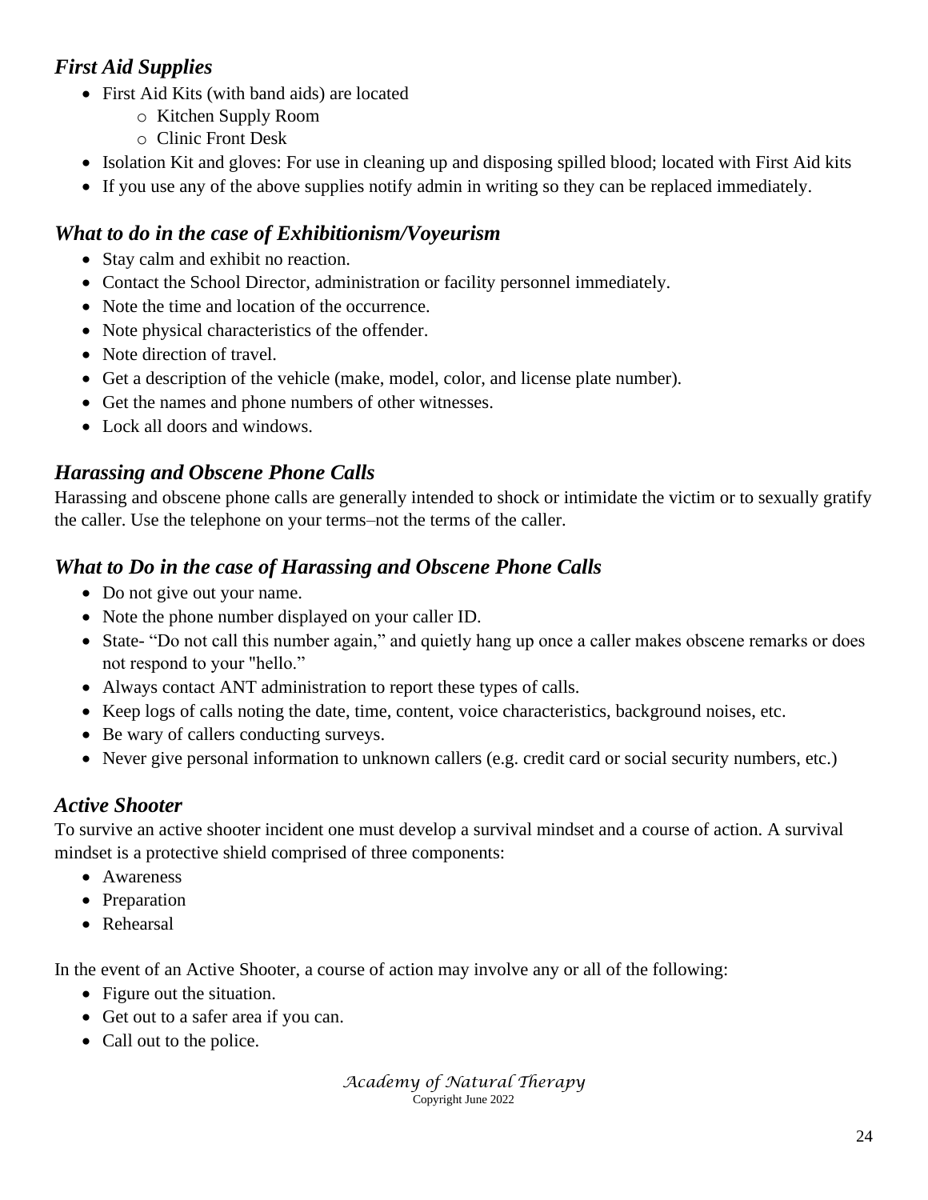### *First Aid Supplies*

- First Aid Kits (with band aids) are located
  - Kitchen Supply Room
  - Clinic Front Desk
- Isolation Kit and gloves: For use in cleaning up and disposing spilled blood; located with First Aid kits
- If you use any of the above supplies notify admin in writing so they can be replaced immediately.

### *What to do in the case of Exhibitionism/Voyeurism*

- Stay calm and exhibit no reaction.
- Contact the School Director, administration or facility personnel immediately.
- Note the time and location of the occurrence.
- Note physical characteristics of the offender.
- Note direction of travel.
- Get a description of the vehicle (make, model, color, and license plate number).
- Get the names and phone numbers of other witnesses.
- Lock all doors and windows.

### *Harassing and Obscene Phone Calls*

Harassing and obscene phone calls are generally intended to shock or intimidate the victim or to sexually gratify the caller. Use the telephone on your terms–not the terms of the caller.

### *What to Do in the case of Harassing and Obscene Phone Calls*

- Do not give out your name.
- Note the phone number displayed on your caller ID.
- State- "Do not call this number again," and quietly hang up once a caller makes obscene remarks or does not respond to your "hello."
- Always contact ANT administration to report these types of calls.
- Keep logs of calls noting the date, time, content, voice characteristics, background noises, etc.
- Be wary of callers conducting surveys.
- Never give personal information to unknown callers (e.g. credit card or social security numbers, etc.)

### *Active Shooter*

To survive an active shooter incident one must develop a survival mindset and a course of action. A survival mindset is a protective shield comprised of three components:

- Awareness
- Preparation
- Rehearsal

In the event of an Active Shooter, a course of action may involve any or all of the following:

- Figure out the situation.
- Get out to a safer area if you can.
- Call out to the police.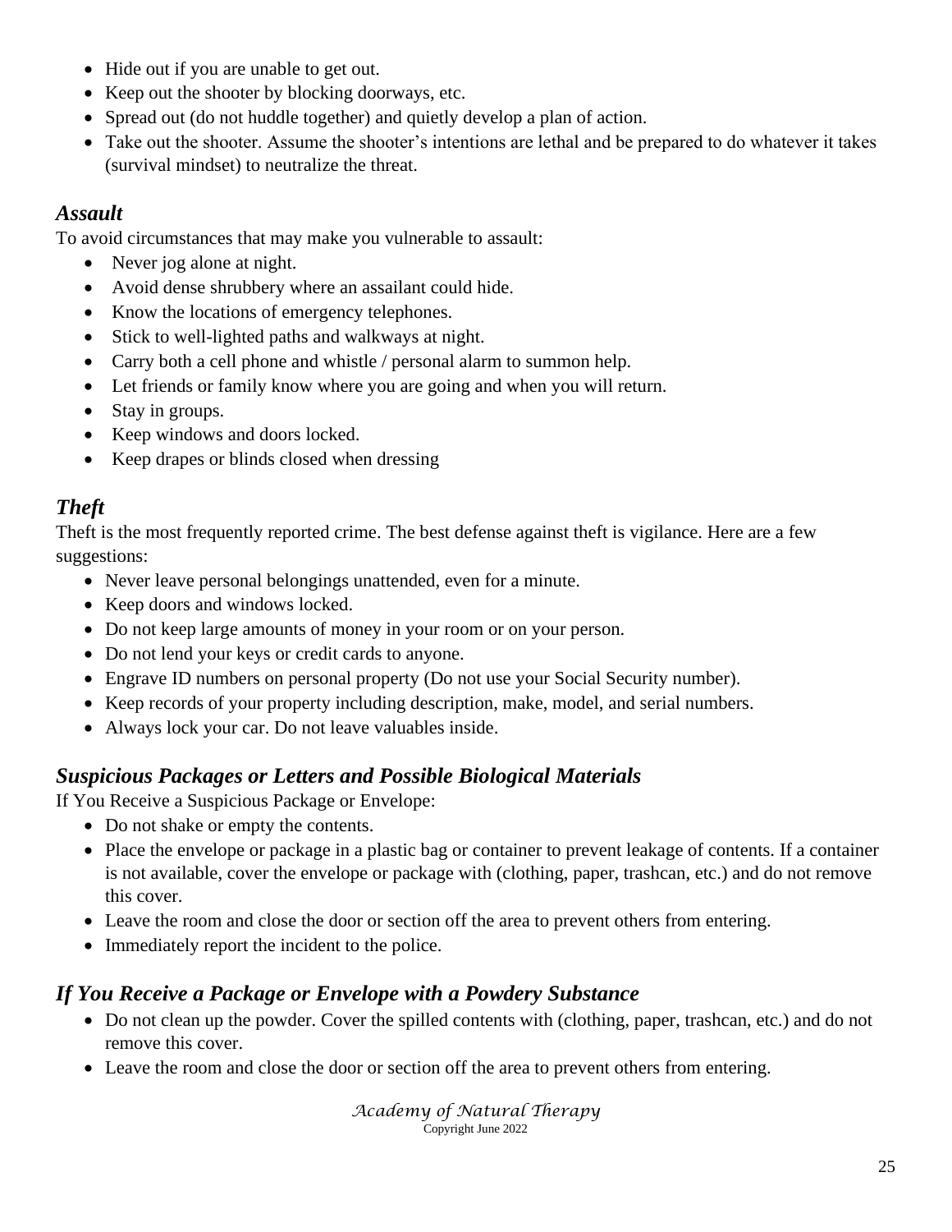- Hide out if you are unable to get out.
- Keep out the shooter by blocking doorways, etc.
- Spread out (do not huddle together) and quietly develop a plan of action.
- Take out the shooter. Assume the shooter's intentions are lethal and be prepared to do whatever it takes (survival mindset) to neutralize the threat.

### *Assault*

To avoid circumstances that may make you vulnerable to assault:

- Never jog alone at night.
- Avoid dense shrubbery where an assailant could hide.
- Know the locations of emergency telephones.
- Stick to well-lighted paths and walkways at night.
- Carry both a cell phone and whistle / personal alarm to summon help.
- Let friends or family know where you are going and when you will return.
- Stay in groups.
- Keep windows and doors locked.
- Keep drapes or blinds closed when dressing

### *Theft*

Theft is the most frequently reported crime. The best defense against theft is vigilance. Here are a few suggestions:

- Never leave personal belongings unattended, even for a minute.
- Keep doors and windows locked.
- Do not keep large amounts of money in your room or on your person.
- Do not lend your keys or credit cards to anyone.
- Engrave ID numbers on personal property (Do not use your Social Security number).
- Keep records of your property including description, make, model, and serial numbers.
- Always lock your car. Do not leave valuables inside.

### *Suspicious Packages or Letters and Possible Biological Materials*

If You Receive a Suspicious Package or Envelope:

- Do not shake or empty the contents.
- Place the envelope or package in a plastic bag or container to prevent leakage of contents. If a container is not available, cover the envelope or package with (clothing, paper, trashcan, etc.) and do not remove this cover.
- Leave the room and close the door or section off the area to prevent others from entering.
- Immediately report the incident to the police.

### *If You Receive a Package or Envelope with a Powdery Substance*

- Do not clean up the powder. Cover the spilled contents with (clothing, paper, trashcan, etc.) and do not remove this cover.
- Leave the room and close the door or section off the area to prevent others from entering.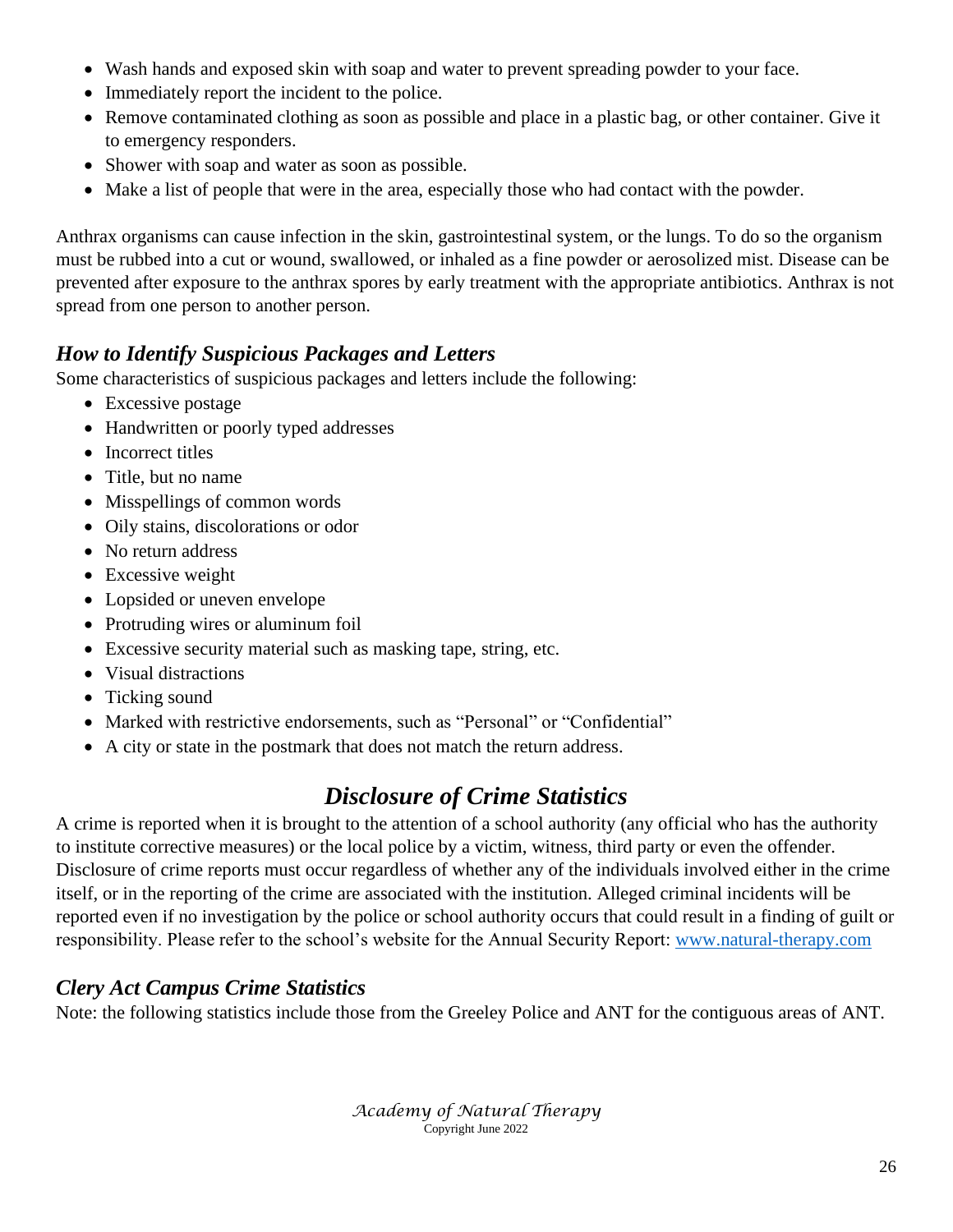- Wash hands and exposed skin with soap and water to prevent spreading powder to your face.
- Immediately report the incident to the police.
- Remove contaminated clothing as soon as possible and place in a plastic bag, or other container. Give it to emergency responders.
- Shower with soap and water as soon as possible.
- Make a list of people that were in the area, especially those who had contact with the powder.

Anthrax organisms can cause infection in the skin, gastrointestinal system, or the lungs. To do so the organism must be rubbed into a cut or wound, swallowed, or inhaled as a fine powder or aerosolized mist. Disease can be prevented after exposure to the anthrax spores by early treatment with the appropriate antibiotics. Anthrax is not spread from one person to another person.

### *How to Identify Suspicious Packages and Letters*

Some characteristics of suspicious packages and letters include the following:

- Excessive postage
- Handwritten or poorly typed addresses
- Incorrect titles
- Title, but no name
- Misspellings of common words
- Oily stains, discolorations or odor
- No return address
- Excessive weight
- Lopsided or uneven envelope
- Protruding wires or aluminum foil
- Excessive security material such as masking tape, string, etc.
- Visual distractions
- Ticking sound
- Marked with restrictive endorsements, such as "Personal" or "Confidential"
- A city or state in the postmark that does not match the return address.

## *Disclosure of Crime Statistics*

A crime is reported when it is brought to the attention of a school authority (any official who has the authority to institute corrective measures) or the local police by a victim, witness, third party or even the offender. Disclosure of crime reports must occur regardless of whether any of the individuals involved either in the crime itself, or in the reporting of the crime are associated with the institution. Alleged criminal incidents will be reported even if no investigation by the police or school authority occurs that could result in a finding of guilt or responsibility. Please refer to the school's website for the Annual Security Report: [www.natural-therapy.com](www.natural-therapy.com)

### *Clery Act Campus Crime Statistics*

Note: the following statistics include those from the Greeley Police and ANT for the contiguous areas of ANT.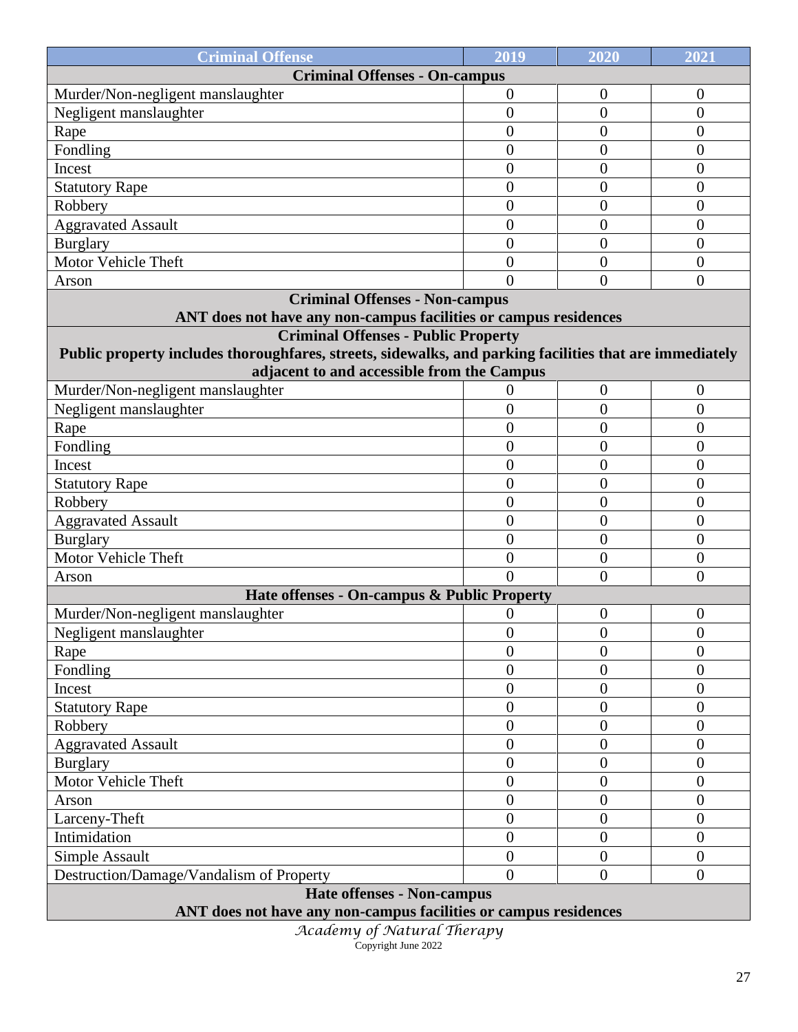| Criminal Offense | 2019 | 2020 | 2021 |
|---|---|---|---|
| **Criminal Offenses - On-campus** | | | |
| Murder/Non-negligent manslaughter | 0 | 0 | 0 |
| Negligent manslaughter | 0 | 0 | 0 |
| Rape | 0 | 0 | 0 |
| Fondling | 0 | 0 | 0 |
| Incest | 0 | 0 | 0 |
| Statutory Rape | 0 | 0 | 0 |
| Robbery | 0 | 0 | 0 |
| Aggravated Assault | 0 | 0 | 0 |
| Burglary | 0 | 0 | 0 |
| Motor Vehicle Theft | 0 | 0 | 0 |
| Arson | 0 | 0 | 0 |
| **Criminal Offenses - Non-campus** **ANT does not have any non-campus facilities or campus residences** | | | |
| **Criminal Offenses - Public Property** **Public property includes thoroughfares, streets, sidewalks, and parking facilities that are immediately adjacent to and accessible from the Campus** | | | |
| Murder/Non-negligent manslaughter | 0 | 0 | 0 |
| Negligent manslaughter | 0 | 0 | 0 |
| Rape | 0 | 0 | 0 |
| Fondling | 0 | 0 | 0 |
| Incest | 0 | 0 | 0 |
| Statutory Rape | 0 | 0 | 0 |
| Robbery | 0 | 0 | 0 |
| Aggravated Assault | 0 | 0 | 0 |
| Burglary | 0 | 0 | 0 |
| Motor Vehicle Theft | 0 | 0 | 0 |
| Arson | 0 | 0 | 0 |
| **Hate offenses - On-campus & Public Property** | | | |
| Murder/Non-negligent manslaughter | 0 | 0 | 0 |
| Negligent manslaughter | 0 | 0 | 0 |
| Rape | 0 | 0 | 0 |
| Fondling | 0 | 0 | 0 |
| Incest | 0 | 0 | 0 |
| Statutory Rape | 0 | 0 | 0 |
| Robbery | 0 | 0 | 0 |
| Aggravated Assault | 0 | 0 | 0 |
| Burglary | 0 | 0 | 0 |
| Motor Vehicle Theft | 0 | 0 | 0 |
| Arson | 0 | 0 | 0 |
| Larceny-Theft | 0 | 0 | 0 |
| Intimidation | 0 | 0 | 0 |
| Simple Assault | 0 | 0 | 0 |
| Destruction/Damage/Vandalism of Property | 0 | 0 | 0 |
| **Hate offenses - Non-campus** **ANT does not have any non-campus facilities or campus residences** | | | |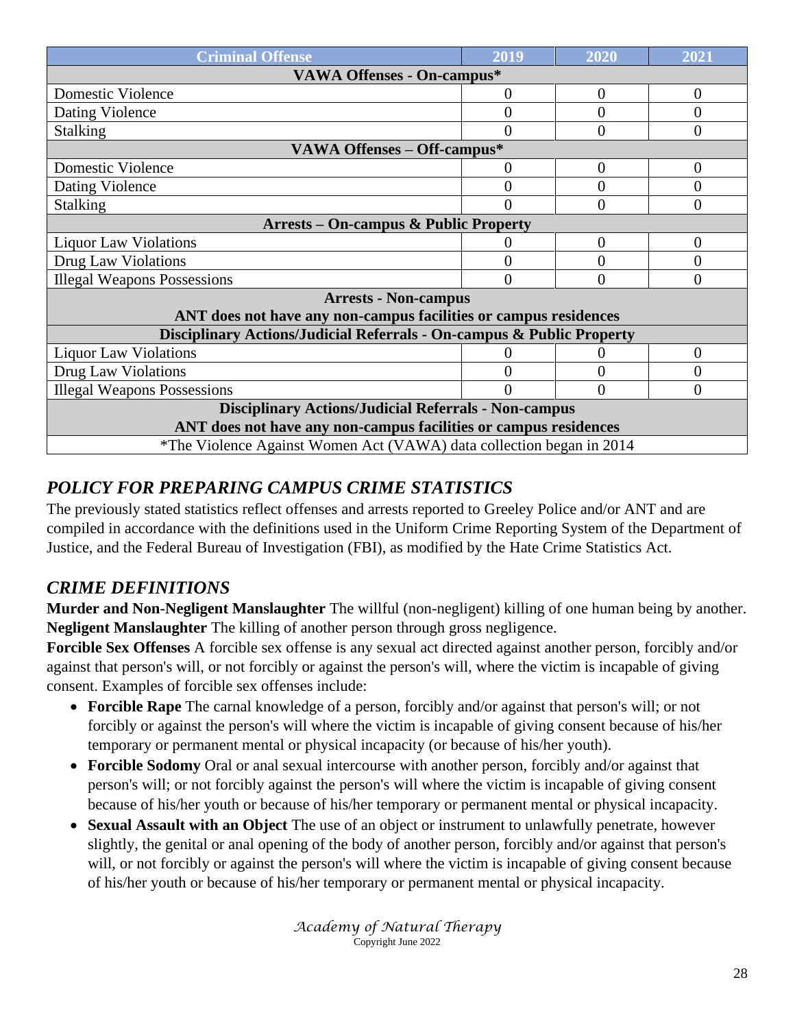| Criminal Offense | 2019 | 2020 | 2021 |
|---|---|---|---|
| **VAWA Offenses - On-campus*** | | | |
| Domestic Violence | 0 | 0 | 0 |
| Dating Violence | 0 | 0 | 0 |
| Stalking | 0 | 0 | 0 |
| **VAWA Offenses – Off-campus*** | | | |
| Domestic Violence | 0 | 0 | 0 |
| Dating Violence | 0 | 0 | 0 |
| Stalking | 0 | 0 | 0 |
| **Arrests – On-campus & Public Property** | | | |
| Liquor Law Violations | 0 | 0 | 0 |
| Drug Law Violations | 0 | 0 | 0 |
| Illegal Weapons Possessions | 0 | 0 | 0 |
| **Arrests - Non-campus** **ANT does not have any non-campus facilities or campus residences** | | | |
| **Disciplinary Actions/Judicial Referrals - On-campus & Public Property** | | | |
| Liquor Law Violations | 0 | 0 | 0 |
| Drug Law Violations | 0 | 0 | 0 |
| Illegal Weapons Possessions | 0 | 0 | 0 |
| **Disciplinary Actions/Judicial Referrals - Non-campus** **ANT does not have any non-campus facilities or campus residences** | | | |
| *The Violence Against Women Act (VAWA) data collection began in 2014 | | | |

## *POLICY FOR PREPARING CAMPUS CRIME STATISTICS*

The previously stated statistics reflect offenses and arrests reported to Greeley Police and/or ANT and are compiled in accordance with the definitions used in the Uniform Crime Reporting System of the Department of Justice, and the Federal Bureau of Investigation (FBI), as modified by the Hate Crime Statistics Act.

## *CRIME DEFINITIONS*

**Murder and Non-Negligent Manslaughter** The willful (non-negligent) killing of one human being by another.
**Negligent Manslaughter** The killing of another person through gross negligence.
**Forcible Sex Offenses** A forcible sex offense is any sexual act directed against another person, forcibly and/or against that person's will, or not forcibly or against the person's will, where the victim is incapable of giving consent. Examples of forcible sex offenses include:

- **Forcible Rape** The carnal knowledge of a person, forcibly and/or against that person's will; or not forcibly or against the person's will where the victim is incapable of giving consent because of his/her temporary or permanent mental or physical incapacity (or because of his/her youth).
- **Forcible Sodomy** Oral or anal sexual intercourse with another person, forcibly and/or against that person's will; or not forcibly against the person's will where the victim is incapable of giving consent because of his/her youth or because of his/her temporary or permanent mental or physical incapacity.
- **Sexual Assault with an Object** The use of an object or instrument to unlawfully penetrate, however slightly, the genital or anal opening of the body of another person, forcibly and/or against that person's will, or not forcibly or against the person's will where the victim is incapable of giving consent because of his/her youth or because of his/her temporary or permanent mental or physical incapacity.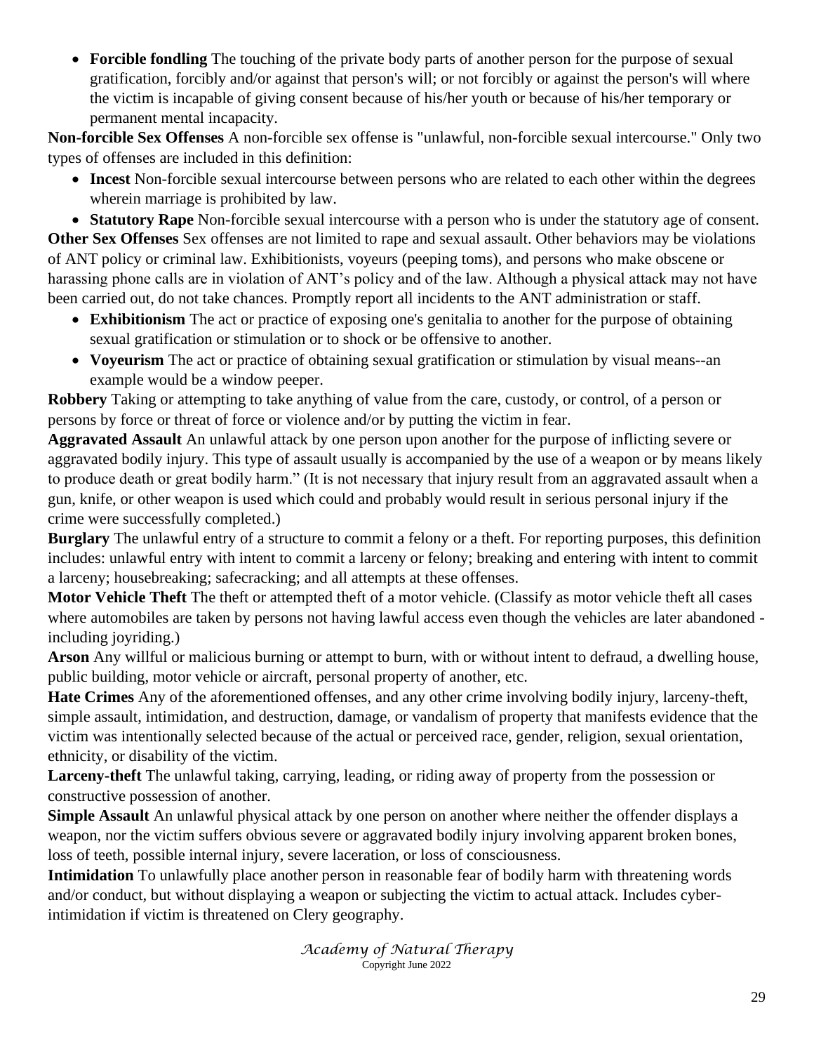- **Forcible fondling** The touching of the private body parts of another person for the purpose of sexual gratification, forcibly and/or against that person's will; or not forcibly or against the person's will where the victim is incapable of giving consent because of his/her youth or because of his/her temporary or permanent mental incapacity.

**Non-forcible Sex Offenses** A non-forcible sex offense is "unlawful, non-forcible sexual intercourse." Only two types of offenses are included in this definition:

- **Incest** Non-forcible sexual intercourse between persons who are related to each other within the degrees wherein marriage is prohibited by law.
- **Statutory Rape** Non-forcible sexual intercourse with a person who is under the statutory age of consent.

**Other Sex Offenses** Sex offenses are not limited to rape and sexual assault. Other behaviors may be violations of ANT policy or criminal law. Exhibitionists, voyeurs (peeping toms), and persons who make obscene or harassing phone calls are in violation of ANT's policy and of the law. Although a physical attack may not have been carried out, do not take chances. Promptly report all incidents to the ANT administration or staff.

- **Exhibitionism** The act or practice of exposing one's genitalia to another for the purpose of obtaining sexual gratification or stimulation or to shock or be offensive to another.
- **Voyeurism** The act or practice of obtaining sexual gratification or stimulation by visual means--an example would be a window peeper.

**Robbery** Taking or attempting to take anything of value from the care, custody, or control, of a person or persons by force or threat of force or violence and/or by putting the victim in fear.

**Aggravated Assault** An unlawful attack by one person upon another for the purpose of inflicting severe or aggravated bodily injury. This type of assault usually is accompanied by the use of a weapon or by means likely to produce death or great bodily harm." (It is not necessary that injury result from an aggravated assault when a gun, knife, or other weapon is used which could and probably would result in serious personal injury if the crime were successfully completed.)

**Burglary** The unlawful entry of a structure to commit a felony or a theft. For reporting purposes, this definition includes: unlawful entry with intent to commit a larceny or felony; breaking and entering with intent to commit a larceny; housebreaking; safecracking; and all attempts at these offenses.

**Motor Vehicle Theft** The theft or attempted theft of a motor vehicle. (Classify as motor vehicle theft all cases where automobiles are taken by persons not having lawful access even though the vehicles are later abandoned - including joyriding.)

**Arson** Any willful or malicious burning or attempt to burn, with or without intent to defraud, a dwelling house, public building, motor vehicle or aircraft, personal property of another, etc.

**Hate Crimes** Any of the aforementioned offenses, and any other crime involving bodily injury, larceny-theft, simple assault, intimidation, and destruction, damage, or vandalism of property that manifests evidence that the victim was intentionally selected because of the actual or perceived race, gender, religion, sexual orientation, ethnicity, or disability of the victim.

**Larceny-theft** The unlawful taking, carrying, leading, or riding away of property from the possession or constructive possession of another.

**Simple Assault** An unlawful physical attack by one person on another where neither the offender displays a weapon, nor the victim suffers obvious severe or aggravated bodily injury involving apparent broken bones, loss of teeth, possible internal injury, severe laceration, or loss of consciousness.

**Intimidation** To unlawfully place another person in reasonable fear of bodily harm with threatening words and/or conduct, but without displaying a weapon or subjecting the victim to actual attack. Includes cyber-intimidation if victim is threatened on Clery geography.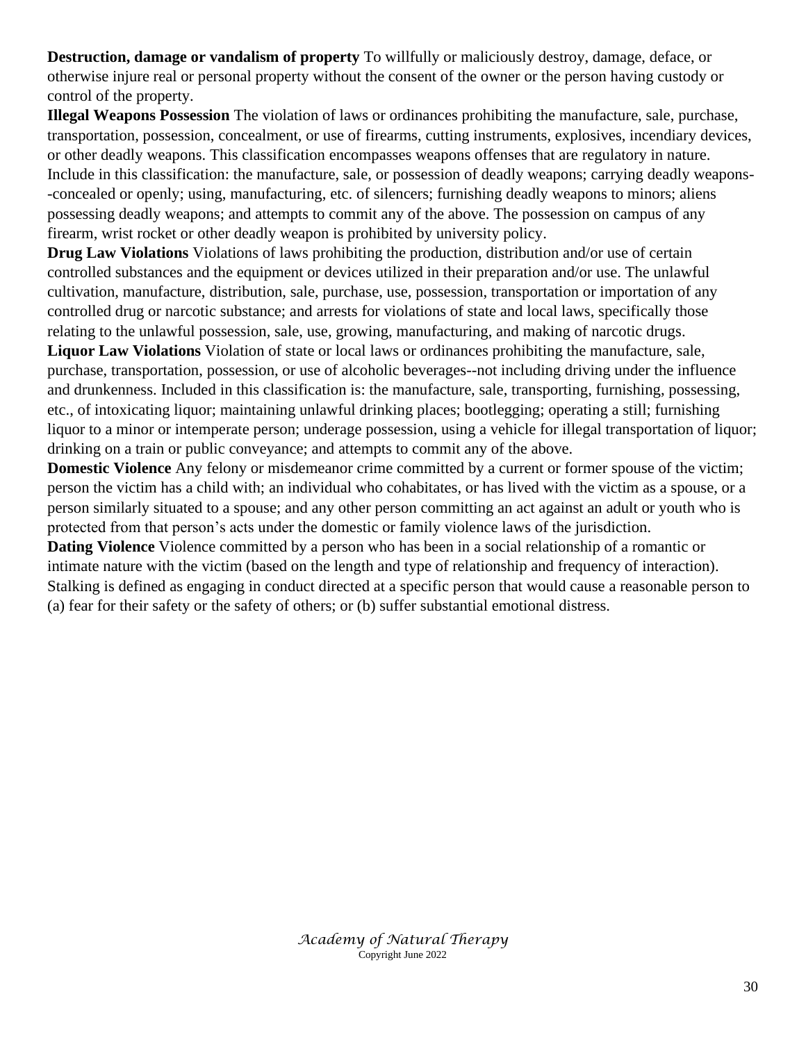**Destruction, damage or vandalism of property** To willfully or maliciously destroy, damage, deface, or otherwise injure real or personal property without the consent of the owner or the person having custody or control of the property.

**Illegal Weapons Possession** The violation of laws or ordinances prohibiting the manufacture, sale, purchase, transportation, possession, concealment, or use of firearms, cutting instruments, explosives, incendiary devices, or other deadly weapons. This classification encompasses weapons offenses that are regulatory in nature. Include in this classification: the manufacture, sale, or possession of deadly weapons; carrying deadly weapons--concealed or openly; using, manufacturing, etc. of silencers; furnishing deadly weapons to minors; aliens possessing deadly weapons; and attempts to commit any of the above. The possession on campus of any firearm, wrist rocket or other deadly weapon is prohibited by university policy.

**Drug Law Violations** Violations of laws prohibiting the production, distribution and/or use of certain controlled substances and the equipment or devices utilized in their preparation and/or use. The unlawful cultivation, manufacture, distribution, sale, purchase, use, possession, transportation or importation of any controlled drug or narcotic substance; and arrests for violations of state and local laws, specifically those relating to the unlawful possession, sale, use, growing, manufacturing, and making of narcotic drugs.

**Liquor Law Violations** Violation of state or local laws or ordinances prohibiting the manufacture, sale, purchase, transportation, possession, or use of alcoholic beverages--not including driving under the influence and drunkenness. Included in this classification is: the manufacture, sale, transporting, furnishing, possessing, etc., of intoxicating liquor; maintaining unlawful drinking places; bootlegging; operating a still; furnishing liquor to a minor or intemperate person; underage possession, using a vehicle for illegal transportation of liquor; drinking on a train or public conveyance; and attempts to commit any of the above.

**Domestic Violence** Any felony or misdemeanor crime committed by a current or former spouse of the victim; person the victim has a child with; an individual who cohabitates, or has lived with the victim as a spouse, or a person similarly situated to a spouse; and any other person committing an act against an adult or youth who is protected from that person's acts under the domestic or family violence laws of the jurisdiction.

**Dating Violence** Violence committed by a person who has been in a social relationship of a romantic or intimate nature with the victim (based on the length and type of relationship and frequency of interaction). Stalking is defined as engaging in conduct directed at a specific person that would cause a reasonable person to (a) fear for their safety or the safety of others; or (b) suffer substantial emotional distress.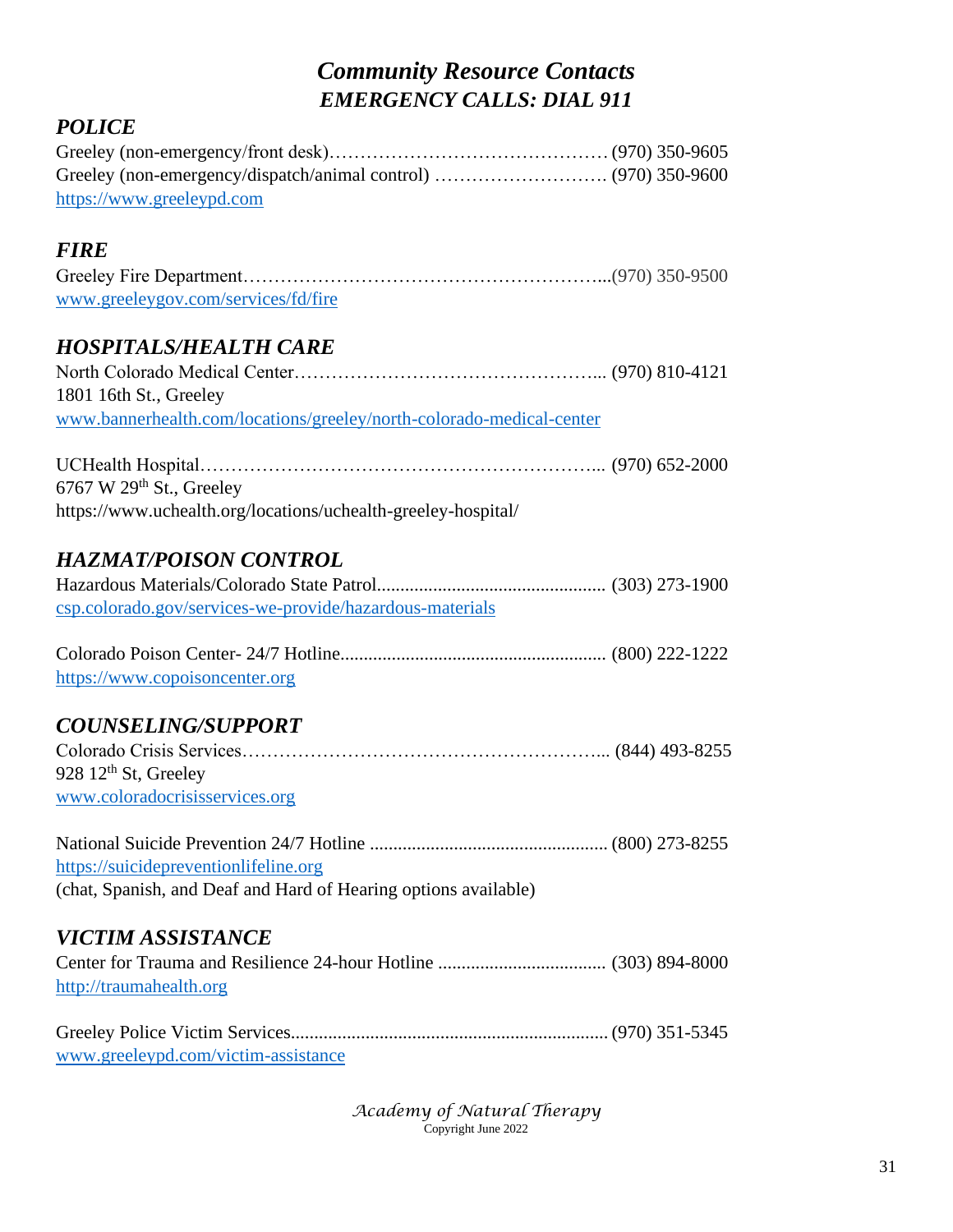# *Community Resource Contacts*

## *EMERGENCY CALLS: DIAL 911*

### *POLICE*

Greeley (non-emergency/front desk)……………………………………… (970) 350-9605
Greeley (non-emergency/dispatch/animal control) ………………………. (970) 350-9600
https://www.greeleypd.com

### *FIRE*

Greeley Fire Department…………………………………………………...(970) 350-9500
www.greeleygov.com/services/fd/fire

### *HOSPITALS/HEALTH CARE*

North Colorado Medical Center…………………………………………... (970) 810-4121
1801 16th St., Greeley
www.bannerhealth.com/locations/greeley/north-colorado-medical-center

UCHealth Hospital…………………………………………………………... (970) 652-2000
6767 W 29th St., Greeley
https://www.uchealth.org/locations/uchealth-greeley-hospital/

### *HAZMAT/POISON CONTROL*

Hazardous Materials/Colorado State Patrol................................................. (303) 273-1900
csp.colorado.gov/services-we-provide/hazardous-materials

Colorado Poison Center- 24/7 Hotline......................................................... (800) 222-1222
https://www.copoisoncenter.org

### *COUNSELING/SUPPORT*

Colorado Crisis Services…………………………………………………... (844) 493-8255
928 12th St, Greeley
www.coloradocrisisservices.org

National Suicide Prevention 24/7 Hotline .................................................. (800) 273-8255
https://suicidepreventionlifeline.org
(chat, Spanish, and Deaf and Hard of Hearing options available)

### *VICTIM ASSISTANCE*

Center for Trauma and Resilience 24-hour Hotline .................................... (303) 894-8000
http://traumahealth.org

Greeley Police Victim Services.................................................................... (970) 351-5345
www.greeleypd.com/victim-assistance

*Academy of Natural Therapy*
Copyright June 2022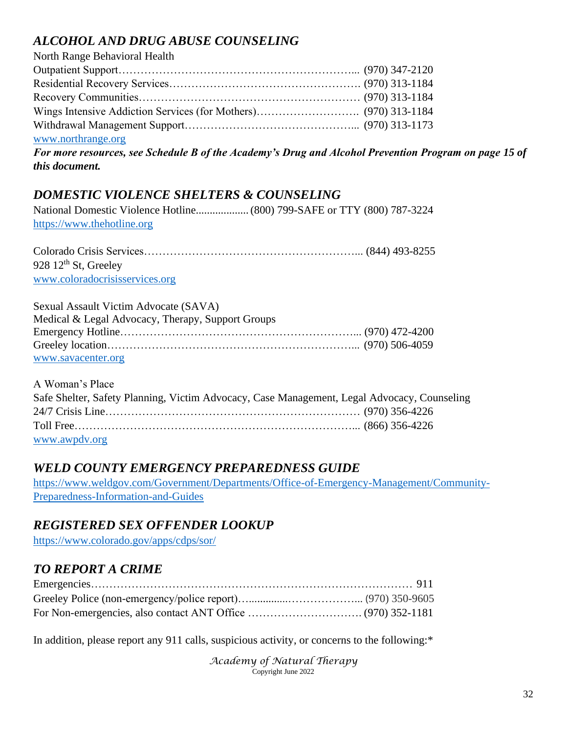## *ALCOHOL AND DRUG ABUSE COUNSELING*

North Range Behavioral Health
Outpatient Support………………………………………………………... (970) 347-2120
Residential Recovery Services……………………………………………. (970) 313-1184
Recovery Communities…………………………………………………… (970) 313-1184
Wings Intensive Addiction Services (for Mothers)………………………. (970) 313-1184
Withdrawal Management Support………………………………………... (970) 313-1173
www.northrange.org

***For more resources, see Schedule B of the Academy's Drug and Alcohol Prevention Program on page 15 of this document.***

## *DOMESTIC VIOLENCE SHELTERS & COUNSELING*

National Domestic Violence Hotline.................. (800) 799-SAFE or TTY (800) 787-3224
https://www.thehotline.org

Colorado Crisis Services…………………………………………………... (844) 493-8255
928 12th St, Greeley
www.coloradocrisisservices.org

Sexual Assault Victim Advocate (SAVA)
Medical & Legal Advocacy, Therapy, Support Groups
Emergency Hotline………………………………………………………... (970) 472-4200
Greeley location…………………………………………………………... (970) 506-4059
www.savacenter.org

A Woman's Place
Safe Shelter, Safety Planning, Victim Advocacy, Case Management, Legal Advocacy, Counseling
24/7 Crisis Line…………………………………………………………… (970) 356-4226
Toll Free…………………………………………………………………... (866) 356-4226
www.awpdv.org

## *WELD COUNTY EMERGENCY PREPAREDNESS GUIDE*

https://www.weldgov.com/Government/Departments/Office-of-Emergency-Management/Community-Preparedness-Information-and-Guides

## *REGISTERED SEX OFFENDER LOOKUP*

https://www.colorado.gov/apps/cdps/sor/

## *TO REPORT A CRIME*

Emergencies………………………………………………………………………… 911
Greeley Police (non-emergency/police report)…..............………………... (970) 350-9605
For Non-emergencies, also contact ANT Office …………………………. (970) 352-1181

In addition, please report any 911 calls, suspicious activity, or concerns to the following:*

*Academy of Natural Therapy*
Copyright June 2022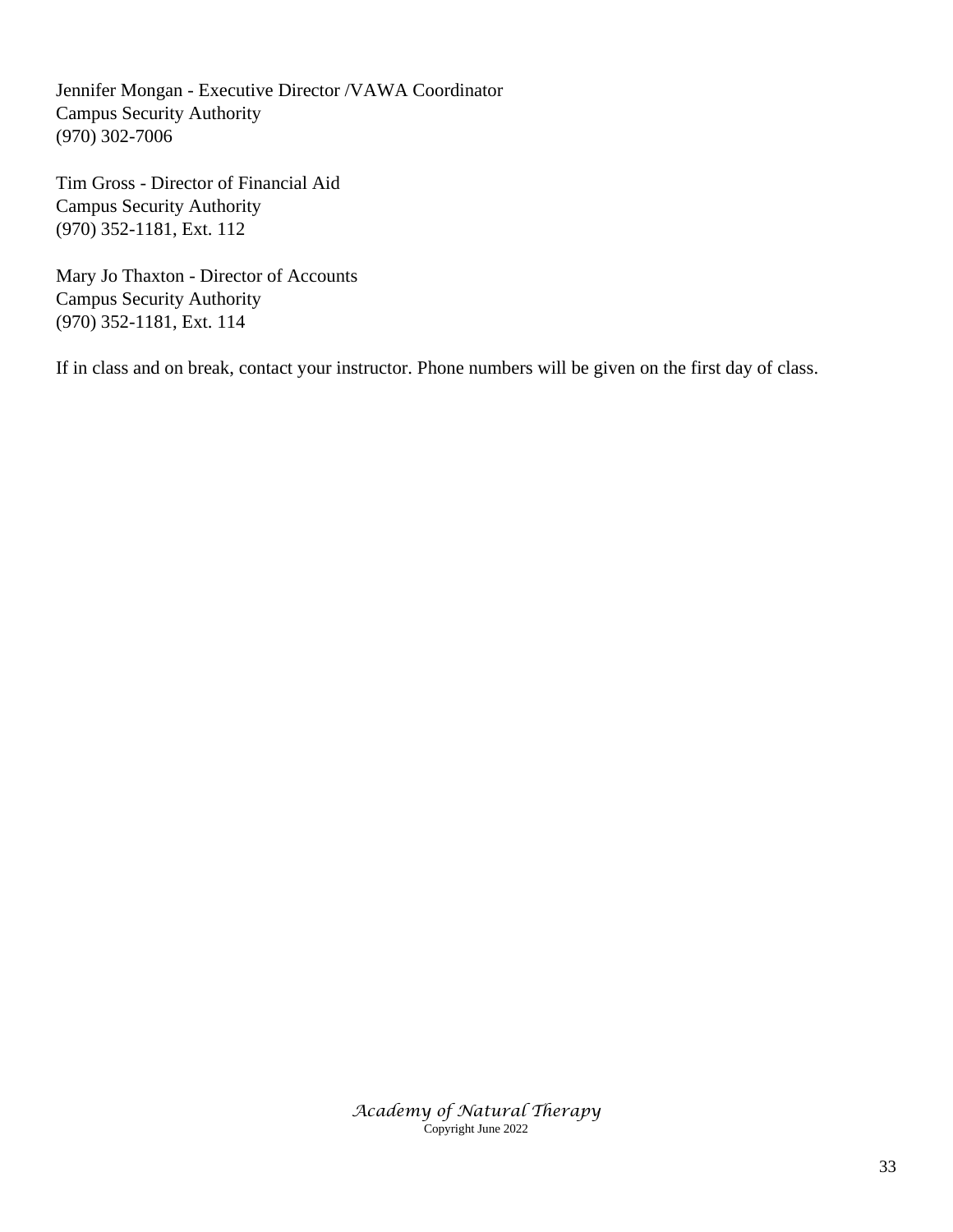Jennifer Mongan - Executive Director /VAWA Coordinator
Campus Security Authority
(970) 302-7006

Tim Gross - Director of Financial Aid
Campus Security Authority
(970) 352-1181, Ext. 112

Mary Jo Thaxton - Director of Accounts
Campus Security Authority
(970) 352-1181, Ext. 114

If in class and on break, contact your instructor. Phone numbers will be given on the first day of class.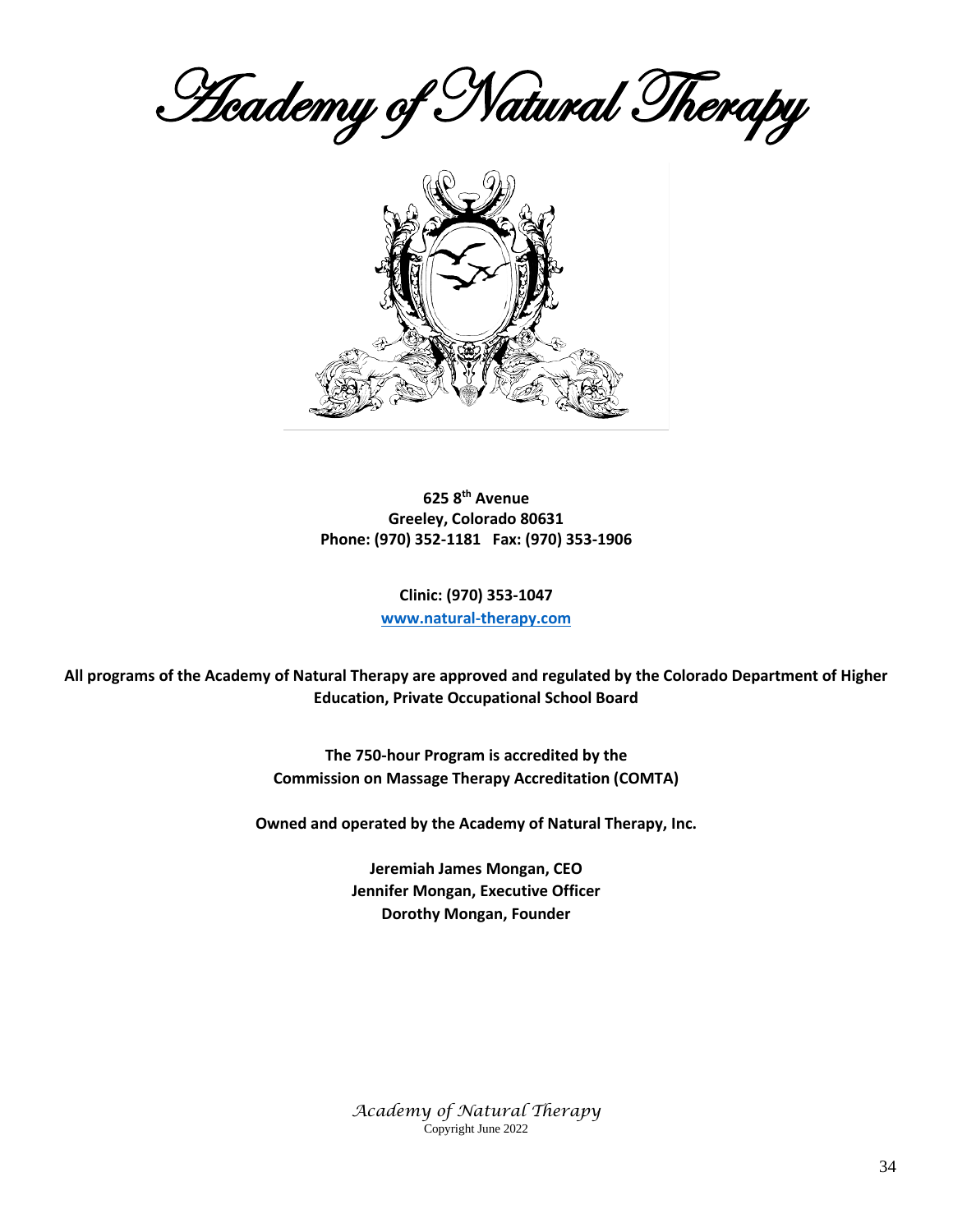# Academy of Natural Therapy

**625 8th Avenue**
**Greeley, Colorado 80631**
**Phone: (970) 352-1181 Fax: (970) 353-1906**

**Clinic: (970) 353-1047**
**[www.natural-therapy.com](http://www.natural-therapy.com)**

**All programs of the Academy of Natural Therapy are approved and regulated by the Colorado Department of Higher Education, Private Occupational School Board**

**The 750-hour Program is accredited by the Commission on Massage Therapy Accreditation (COMTA)**

**Owned and operated by the Academy of Natural Therapy, Inc.**

**Jeremiah James Mongan, CEO**
**Jennifer Mongan, Executive Officer**
**Dorothy Mongan, Founder**

*Academy of Natural Therapy*
Copyright June 2022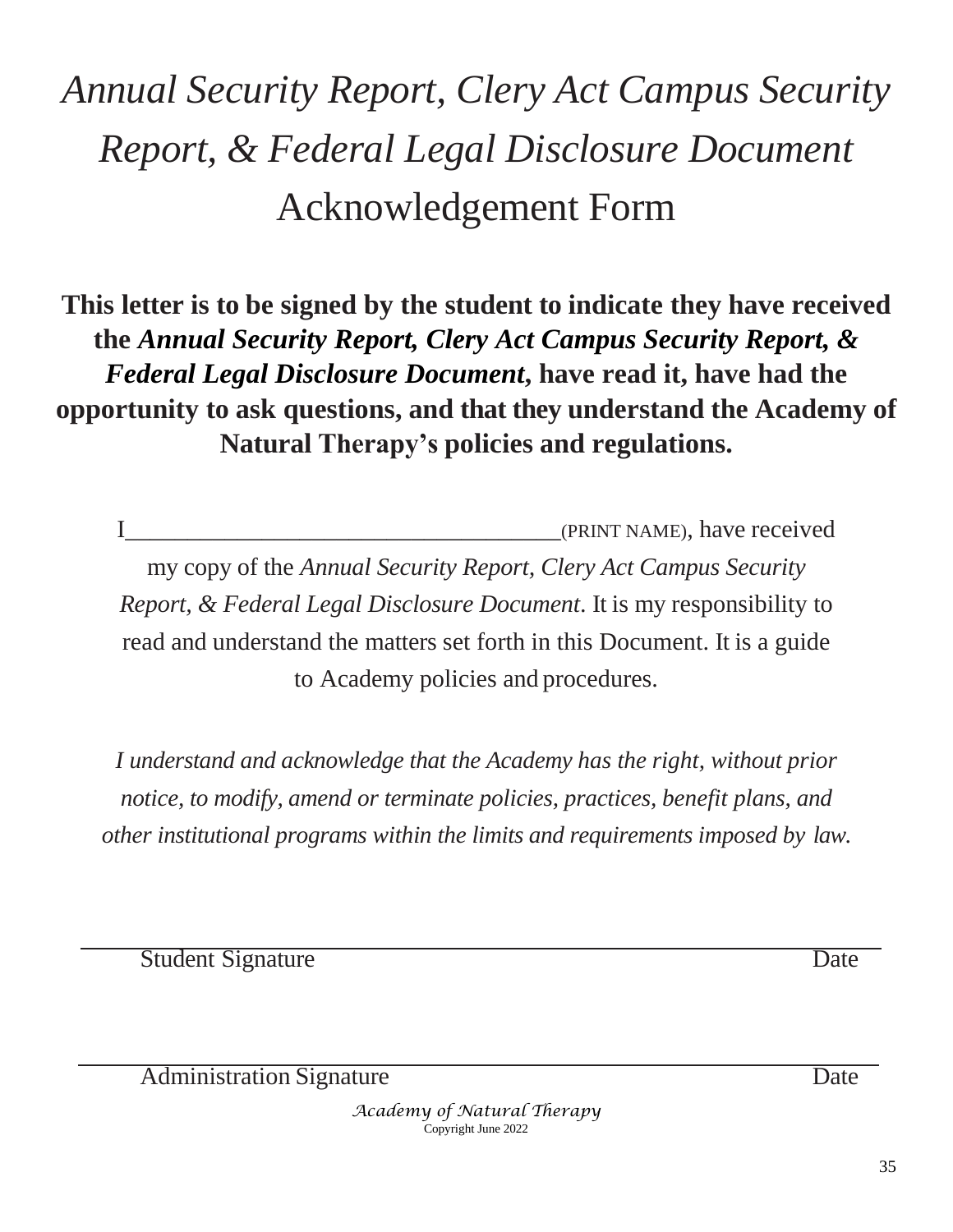# *Annual Security Report, Clery Act Campus Security Report, & Federal Legal Disclosure Document* Acknowledgement Form

**This letter is to be signed by the student to indicate they have received the *Annual Security Report, Clery Act Campus Security Report, & Federal Legal Disclosure Document*, have read it, have had the opportunity to ask questions, and that they understand the Academy of Natural Therapy's policies and regulations.**

I____________________________________(PRINT NAME), have received my copy of the *Annual Security Report, Clery Act Campus Security Report, & Federal Legal Disclosure Document*. It is my responsibility to read and understand the matters set forth in this Document. It is a guide to Academy policies and procedures.

*I understand and acknowledge that the Academy has the right, without prior notice, to modify, amend or terminate policies, practices, benefit plans, and other institutional programs within the limits and requirements imposed by law.*

______________________________________________________________________

Student Signature                                                                                    Date

______________________________________________________________________

Administration Signature                                                                          Date

*Academy of Natural Therapy*

Copyright June 2022